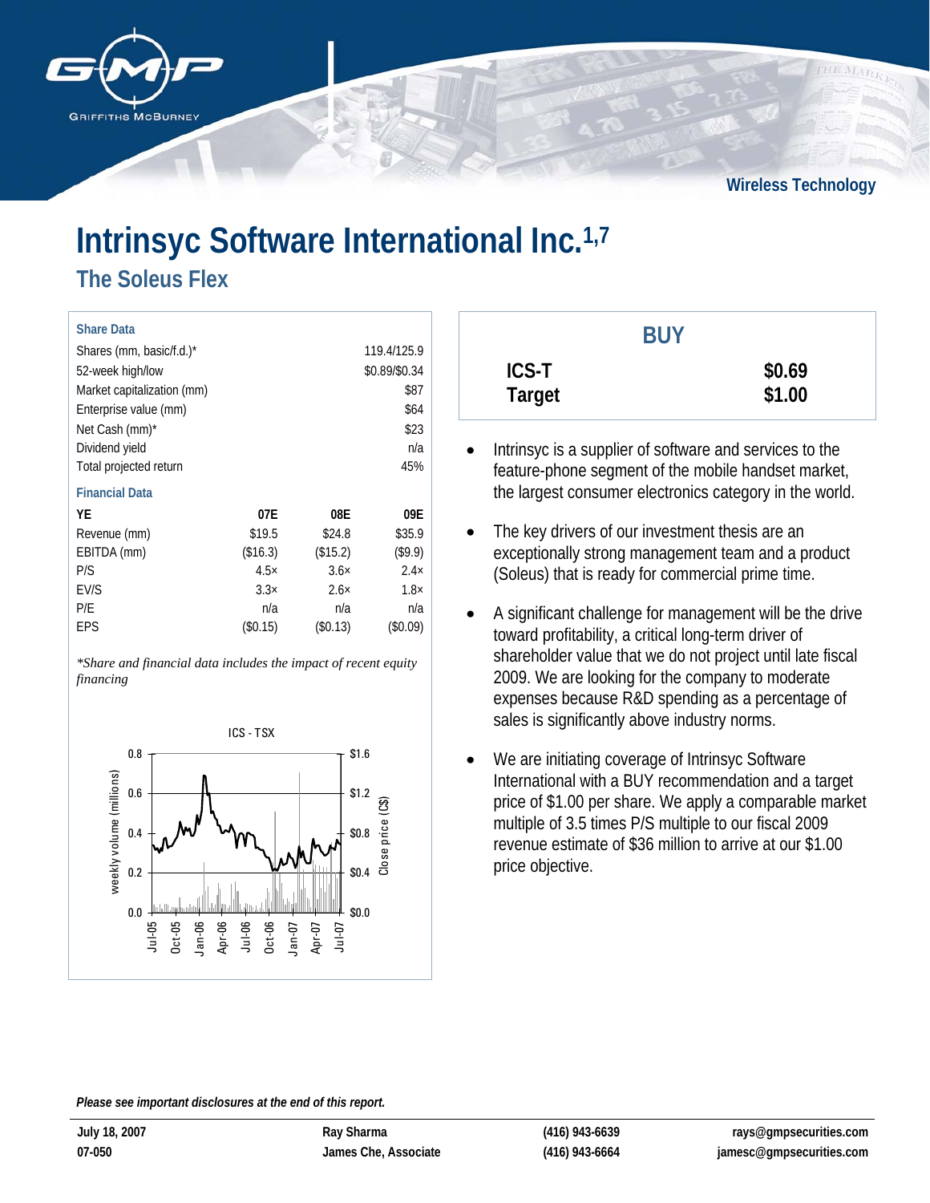Wireless Technology

# Intrinsyc Software International Inc.[1,7]

## The Soleus Flex

**Share Data**

| | |
|---|---|
| Shares (mm, basic/f.d.)* | 119.4/125.9 |
| 52-week high/low | $0.89/$0.34 |
| Market capitalization (mm) | $87 |
| Enterprise value (mm) | $64 |
| Net Cash (mm)* | $23 |
| Dividend yield | n/a |
| Total projected return | 45% |

**Financial Data**

| YE | 07E | 08E | 09E |
|---|---|---|---|
| Revenue (mm) | $19.5 | $24.8 | $35.9 |
| EBITDA (mm) | ($16.3) | ($15.2) | ($9.9) |
| P/S | 4.5× | 3.6× | 2.4× |
| EV/S | 3.3× | 2.6× | 1.8× |
| P/E | n/a | n/a | n/a |
| EPS | ($0.15) | ($0.13) | ($0.09) |

*\*Share and financial data includes the impact of recent equity financing*

| BUY | |
|---|---|
| **ICS-T** | **$0.69** |
| **Target** | **$1.00** |

- Intrinsyc is a supplier of software and services to the feature-phone segment of the mobile handset market, the largest consumer electronics category in the world.
- The key drivers of our investment thesis are an exceptionally strong management team and a product (Soleus) that is ready for commercial prime time.
- A significant challenge for management will be the drive toward profitability, a critical long-term driver of shareholder value that we do not project until late fiscal 2009. We are looking for the company to moderate expenses because R&D spending as a percentage of sales is significantly above industry norms.
- We are initiating coverage of Intrinsyc Software International with a BUY recommendation and a target price of $1.00 per share. We apply a comparable market multiple of 3.5 times P/S multiple to our fiscal 2009 revenue estimate of $36 million to arrive at our $1.00 price objective.

***Please see important disclosures at the end of this report.***

| | | | |
|---|---|---|---|
| **July 18, 2007** | **Ray Sharma** | **(416) 943-6639** | **rays@gmpsecurities.com** |
| **07-050** | **James Che, Associate** | **(416) 943-6664** | **jamesc@gmpsecurities.com** |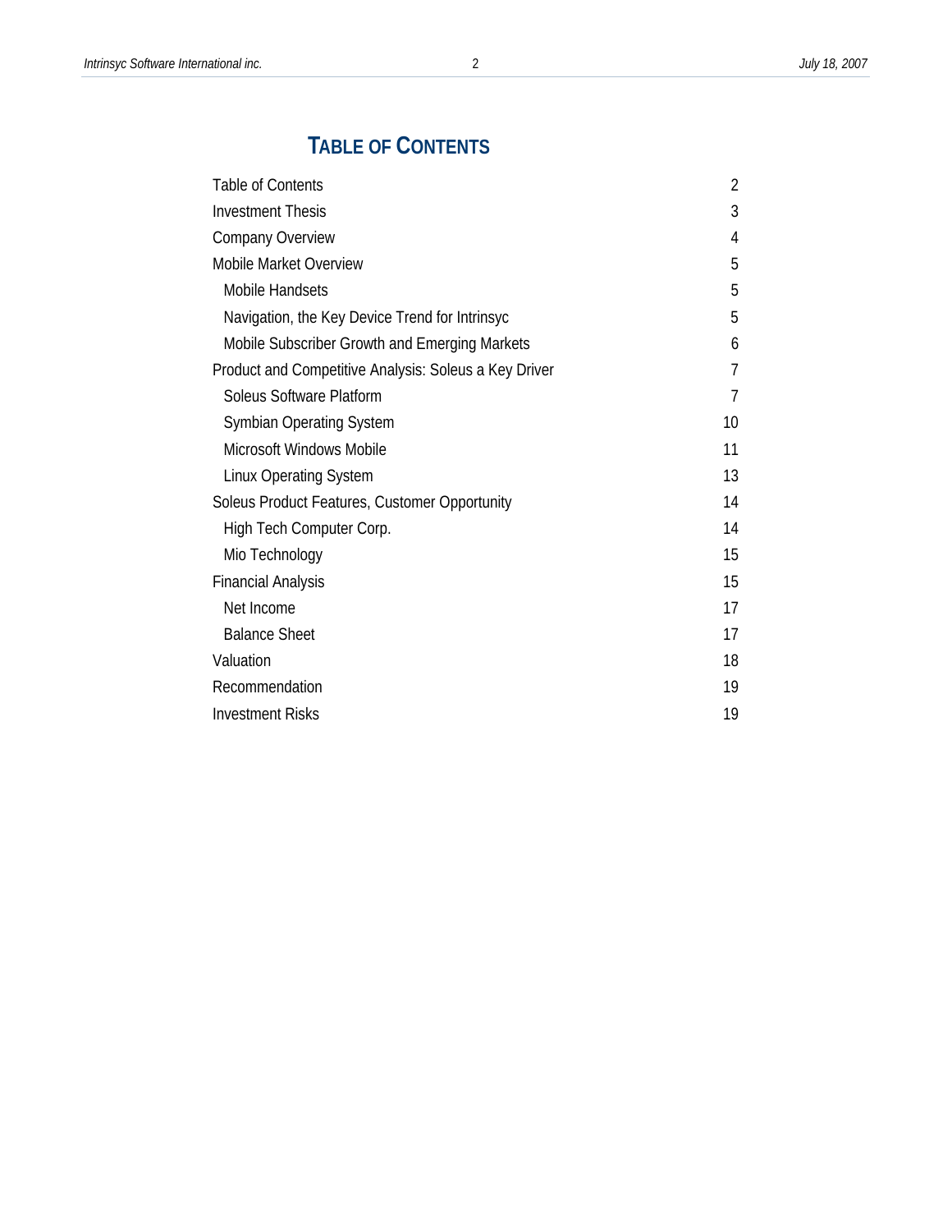# TABLE OF CONTENTS

| | |
|---|---|
| Table of Contents | 2 |
| Investment Thesis | 3 |
| Company Overview | 4 |
| Mobile Market Overview | 5 |
| Mobile Handsets | 5 |
| Navigation, the Key Device Trend for Intrinsyc | 5 |
| Mobile Subscriber Growth and Emerging Markets | 6 |
| Product and Competitive Analysis: Soleus a Key Driver | 7 |
| Soleus Software Platform | 7 |
| Symbian Operating System | 10 |
| Microsoft Windows Mobile | 11 |
| Linux Operating System | 13 |
| Soleus Product Features, Customer Opportunity | 14 |
| High Tech Computer Corp. | 14 |
| Mio Technology | 15 |
| Financial Analysis | 15 |
| Net Income | 17 |
| Balance Sheet | 17 |
| Valuation | 18 |
| Recommendation | 19 |
| Investment Risks | 19 |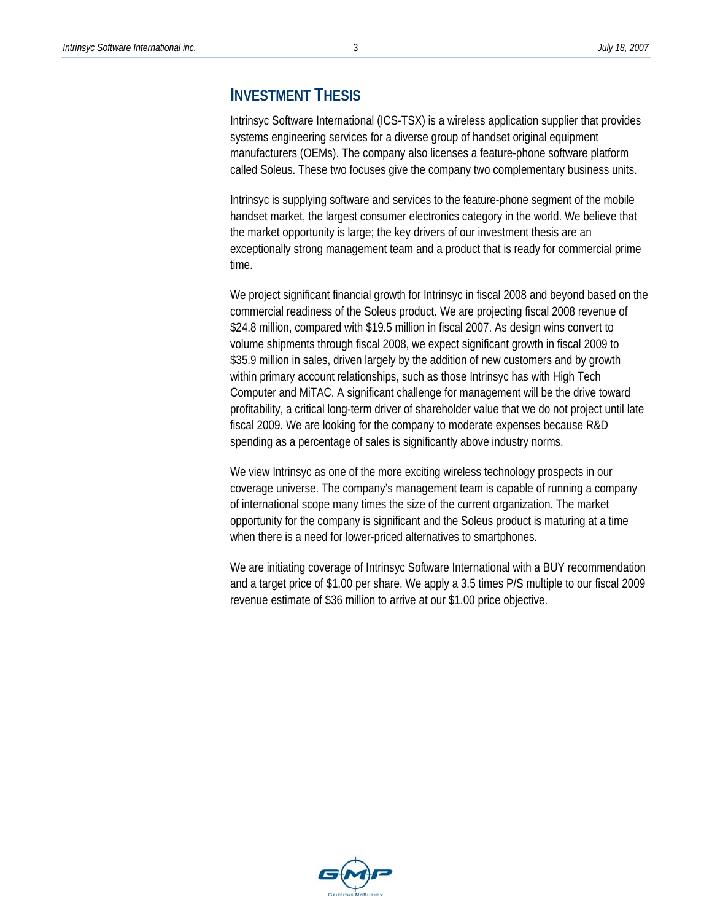## Investment Thesis

Intrinsyc Software International (ICS-TSX) is a wireless application supplier that provides systems engineering services for a diverse group of handset original equipment manufacturers (OEMs). The company also licenses a feature-phone software platform called Soleus. These two focuses give the company two complementary business units.

Intrinsyc is supplying software and services to the feature-phone segment of the mobile handset market, the largest consumer electronics category in the world. We believe that the market opportunity is large; the key drivers of our investment thesis are an exceptionally strong management team and a product that is ready for commercial prime time.

We project significant financial growth for Intrinsyc in fiscal 2008 and beyond based on the commercial readiness of the Soleus product. We are projecting fiscal 2008 revenue of $24.8 million, compared with $19.5 million in fiscal 2007. As design wins convert to volume shipments through fiscal 2008, we expect significant growth in fiscal 2009 to $35.9 million in sales, driven largely by the addition of new customers and by growth within primary account relationships, such as those Intrinsyc has with High Tech Computer and MiTAC. A significant challenge for management will be the drive toward profitability, a critical long-term driver of shareholder value that we do not project until late fiscal 2009. We are looking for the company to moderate expenses because R&D spending as a percentage of sales is significantly above industry norms.

We view Intrinsyc as one of the more exciting wireless technology prospects in our coverage universe. The company's management team is capable of running a company of international scope many times the size of the current organization. The market opportunity for the company is significant and the Soleus product is maturing at a time when there is a need for lower-priced alternatives to smartphones.

We are initiating coverage of Intrinsyc Software International with a BUY recommendation and a target price of $1.00 per share. We apply a 3.5 times P/S multiple to our fiscal 2009 revenue estimate of $36 million to arrive at our $1.00 price objective.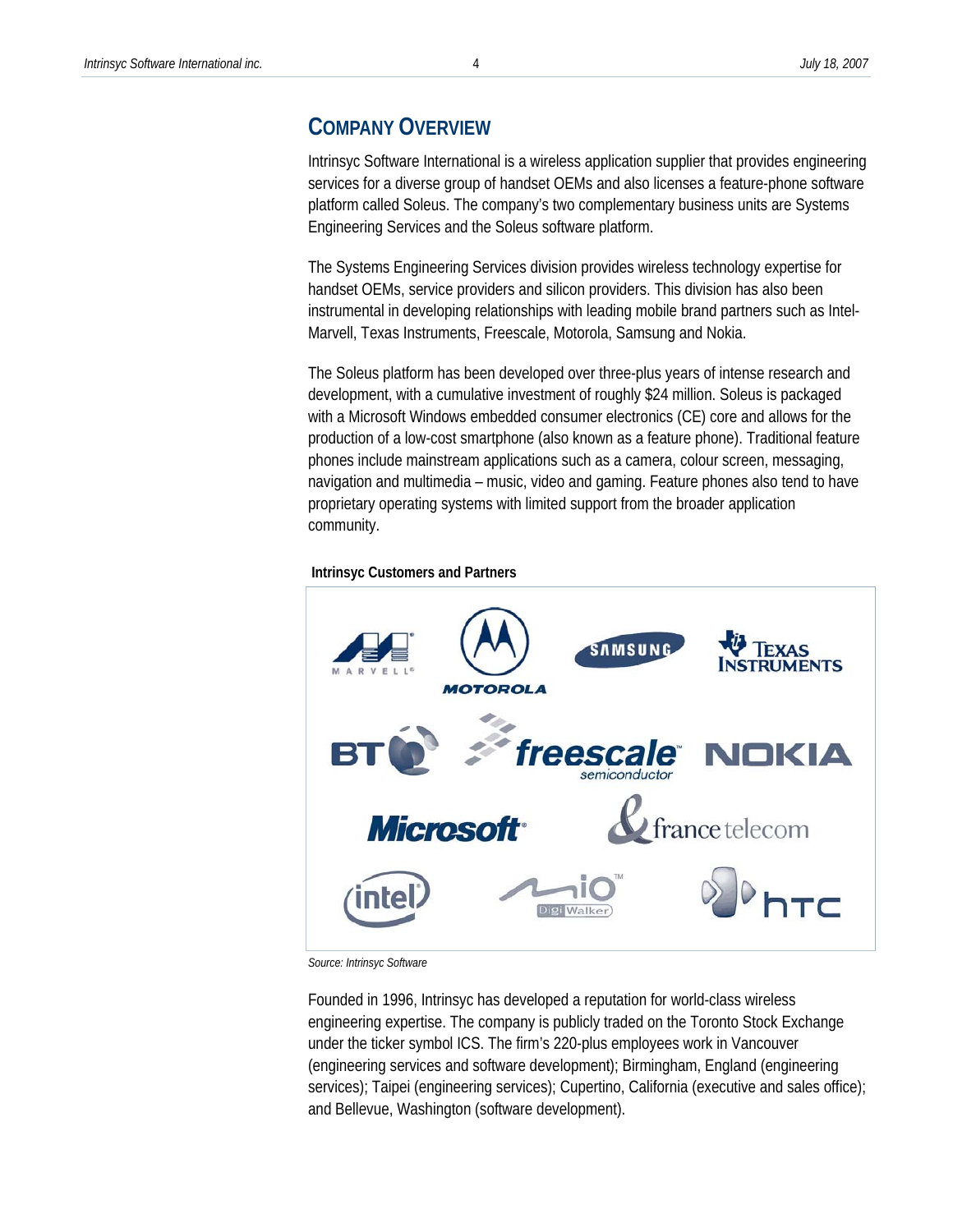## COMPANY OVERVIEW

Intrinsyc Software International is a wireless application supplier that provides engineering services for a diverse group of handset OEMs and also licenses a feature-phone software platform called Soleus. The company's two complementary business units are Systems Engineering Services and the Soleus software platform.

The Systems Engineering Services division provides wireless technology expertise for handset OEMs, service providers and silicon providers. This division has also been instrumental in developing relationships with leading mobile brand partners such as Intel-Marvell, Texas Instruments, Freescale, Motorola, Samsung and Nokia.

The Soleus platform has been developed over three-plus years of intense research and development, with a cumulative investment of roughly $24 million. Soleus is packaged with a Microsoft Windows embedded consumer electronics (CE) core and allows for the production of a low-cost smartphone (also known as a feature phone). Traditional feature phones include mainstream applications such as a camera, colour screen, messaging, navigation and multimedia – music, video and gaming. Feature phones also tend to have proprietary operating systems with limited support from the broader application community.

**Intrinsyc Customers and Partners**

*Source: Intrinsyc Software*

Founded in 1996, Intrinsyc has developed a reputation for world-class wireless engineering expertise. The company is publicly traded on the Toronto Stock Exchange under the ticker symbol ICS. The firm's 220-plus employees work in Vancouver (engineering services and software development); Birmingham, England (engineering services); Taipei (engineering services); Cupertino, California (executive and sales office); and Bellevue, Washington (software development).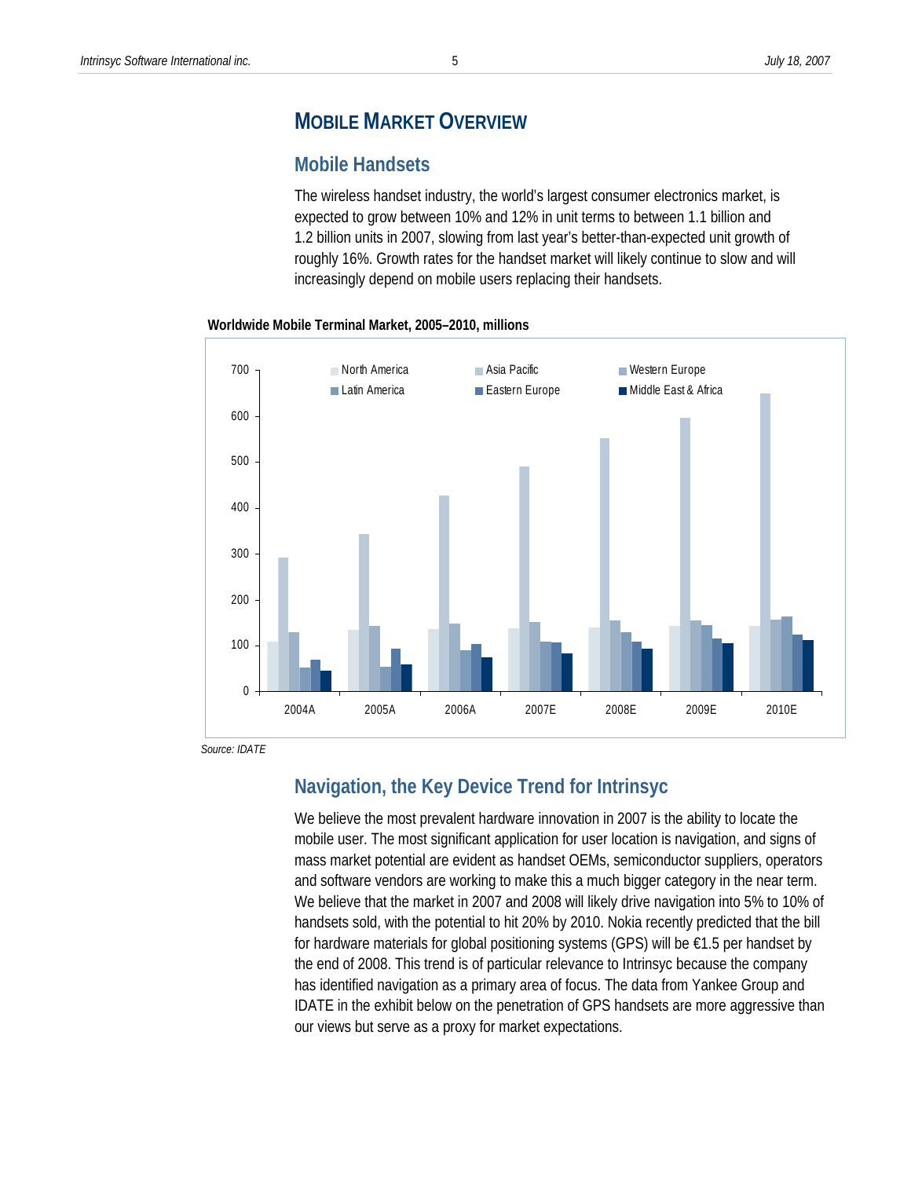# MOBILE MARKET OVERVIEW

## Mobile Handsets

The wireless handset industry, the world's largest consumer electronics market, is expected to grow between 10% and 12% in unit terms to between 1.1 billion and 1.2 billion units in 2007, slowing from last year's better-than-expected unit growth of roughly 16%. Growth rates for the handset market will likely continue to slow and will increasingly depend on mobile users replacing their handsets.

**Worldwide Mobile Terminal Market, 2005–2010, millions**

*Source: IDATE*

## Navigation, the Key Device Trend for Intrinsyc

We believe the most prevalent hardware innovation in 2007 is the ability to locate the mobile user. The most significant application for user location is navigation, and signs of mass market potential are evident as handset OEMs, semiconductor suppliers, operators and software vendors are working to make this a much bigger category in the near term. We believe that the market in 2007 and 2008 will likely drive navigation into 5% to 10% of handsets sold, with the potential to hit 20% by 2010. Nokia recently predicted that the bill for hardware materials for global positioning systems (GPS) will be €1.5 per handset by the end of 2008. This trend is of particular relevance to Intrinsyc because the company has identified navigation as a primary area of focus. The data from Yankee Group and IDATE in the exhibit below on the penetration of GPS handsets are more aggressive than our views but serve as a proxy for market expectations.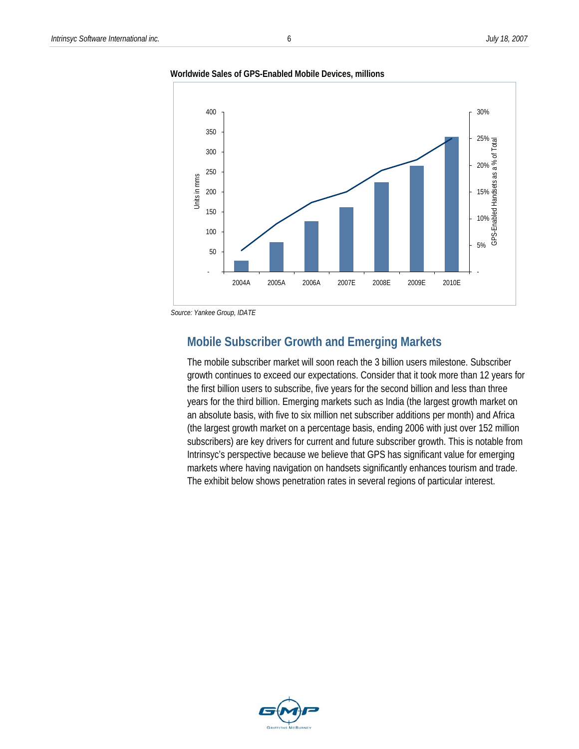**Worldwide Sales of GPS-Enabled Mobile Devices, millions**

Source: Yankee Group, IDATE

## Mobile Subscriber Growth and Emerging Markets

The mobile subscriber market will soon reach the 3 billion users milestone. Subscriber growth continues to exceed our expectations. Consider that it took more than 12 years for the first billion users to subscribe, five years for the second billion and less than three years for the third billion. Emerging markets such as India (the largest growth market on an absolute basis, with five to six million net subscriber additions per month) and Africa (the largest growth market on a percentage basis, ending 2006 with just over 152 million subscribers) are key drivers for current and future subscriber growth. This is notable from Intrinsyc's perspective because we believe that GPS has significant value for emerging markets where having navigation on handsets significantly enhances tourism and trade. The exhibit below shows penetration rates in several regions of particular interest.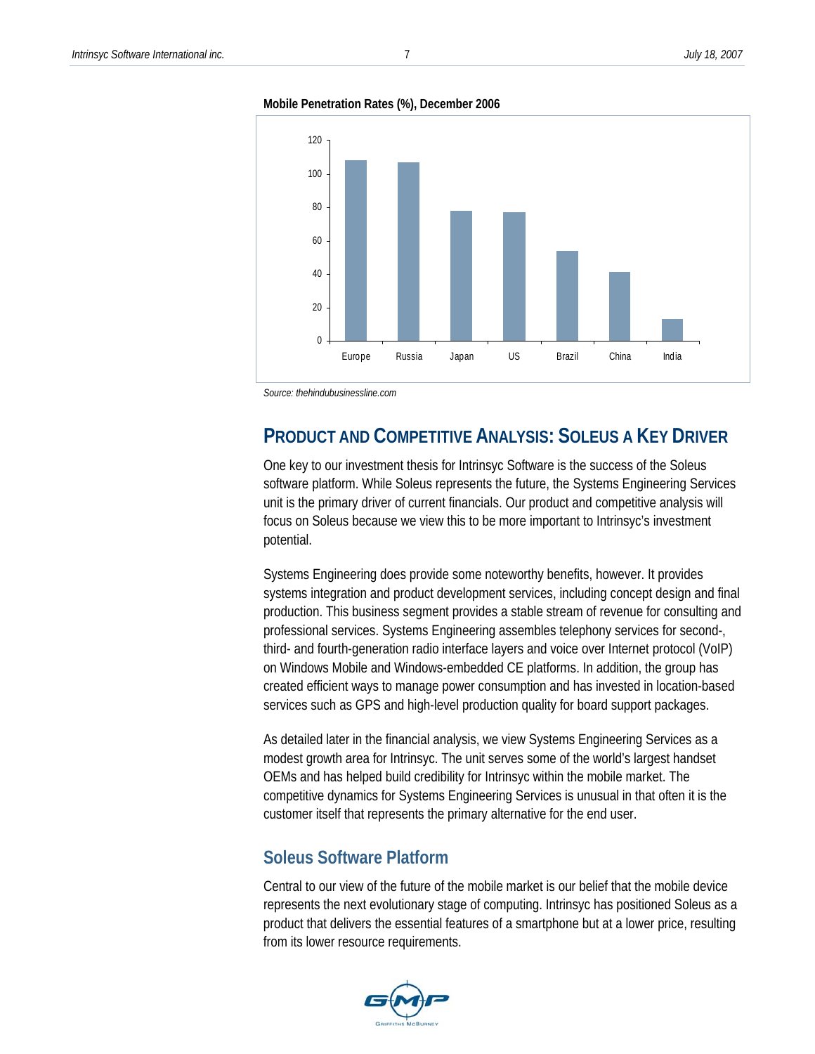**Mobile Penetration Rates (%), December 2006**

| Region | Penetration Rate (%) |
|---|---|
| Europe | ~108 |
| Russia | ~107 |
| Japan | ~78 |
| US | ~77 |
| Brazil | ~54 |
| China | ~41 |
| India | ~13 |

*Source: thehindubusinessline.com*

## PRODUCT AND COMPETITIVE ANALYSIS: SOLEUS A KEY DRIVER

One key to our investment thesis for Intrinsyc Software is the success of the Soleus software platform. While Soleus represents the future, the Systems Engineering Services unit is the primary driver of current financials. Our product and competitive analysis will focus on Soleus because we view this to be more important to Intrinsyc's investment potential.

Systems Engineering does provide some noteworthy benefits, however. It provides systems integration and product development services, including concept design and final production. This business segment provides a stable stream of revenue for consulting and professional services. Systems Engineering assembles telephony services for second-, third- and fourth-generation radio interface layers and voice over Internet protocol (VoIP) on Windows Mobile and Windows-embedded CE platforms. In addition, the group has created efficient ways to manage power consumption and has invested in location-based services such as GPS and high-level production quality for board support packages.

As detailed later in the financial analysis, we view Systems Engineering Services as a modest growth area for Intrinsyc. The unit serves some of the world's largest handset OEMs and has helped build credibility for Intrinsyc within the mobile market. The competitive dynamics for Systems Engineering Services is unusual in that often it is the customer itself that represents the primary alternative for the end user.

### Soleus Software Platform

Central to our view of the future of the mobile market is our belief that the mobile device represents the next evolutionary stage of computing. Intrinsyc has positioned Soleus as a product that delivers the essential features of a smartphone but at a lower price, resulting from its lower resource requirements.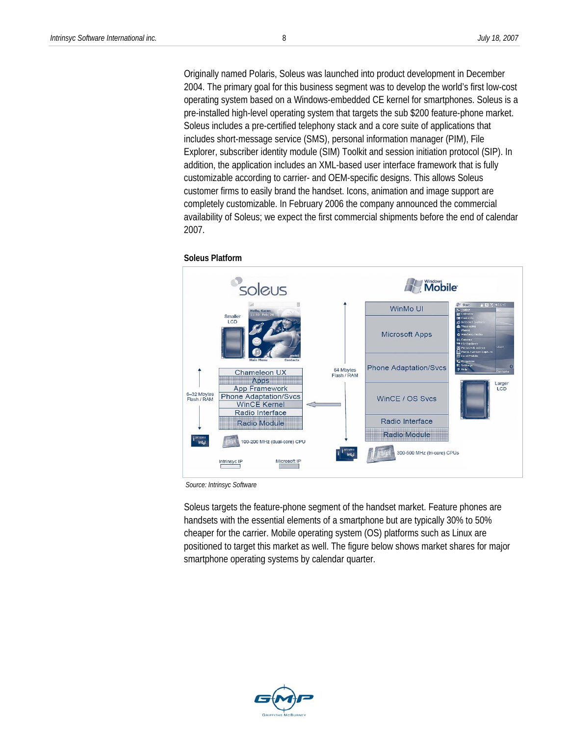Originally named Polaris, Soleus was launched into product development in December 2004. The primary goal for this business segment was to develop the world's first low-cost operating system based on a Windows-embedded CE kernel for smartphones. Soleus is a pre-installed high-level operating system that targets the sub $200 feature-phone market. Soleus includes a pre-certified telephony stack and a core suite of applications that includes short-message service (SMS), personal information manager (PIM), File Explorer, subscriber identity module (SIM) Toolkit and session initiation protocol (SIP). In addition, the application includes an XML-based user interface framework that is fully customizable according to carrier- and OEM-specific designs. This allows Soleus customer firms to easily brand the handset. Icons, animation and image support are completely customizable. In February 2006 the company announced the commercial availability of Soleus; we expect the first commercial shipments before the end of calendar 2007.

**Soleus Platform**

*Source: Intrinsyc Software*

Soleus targets the feature-phone segment of the handset market. Feature phones are handsets with the essential elements of a smartphone but are typically 30% to 50% cheaper for the carrier. Mobile operating system (OS) platforms such as Linux are positioned to target this market as well. The figure below shows market shares for major smartphone operating systems by calendar quarter.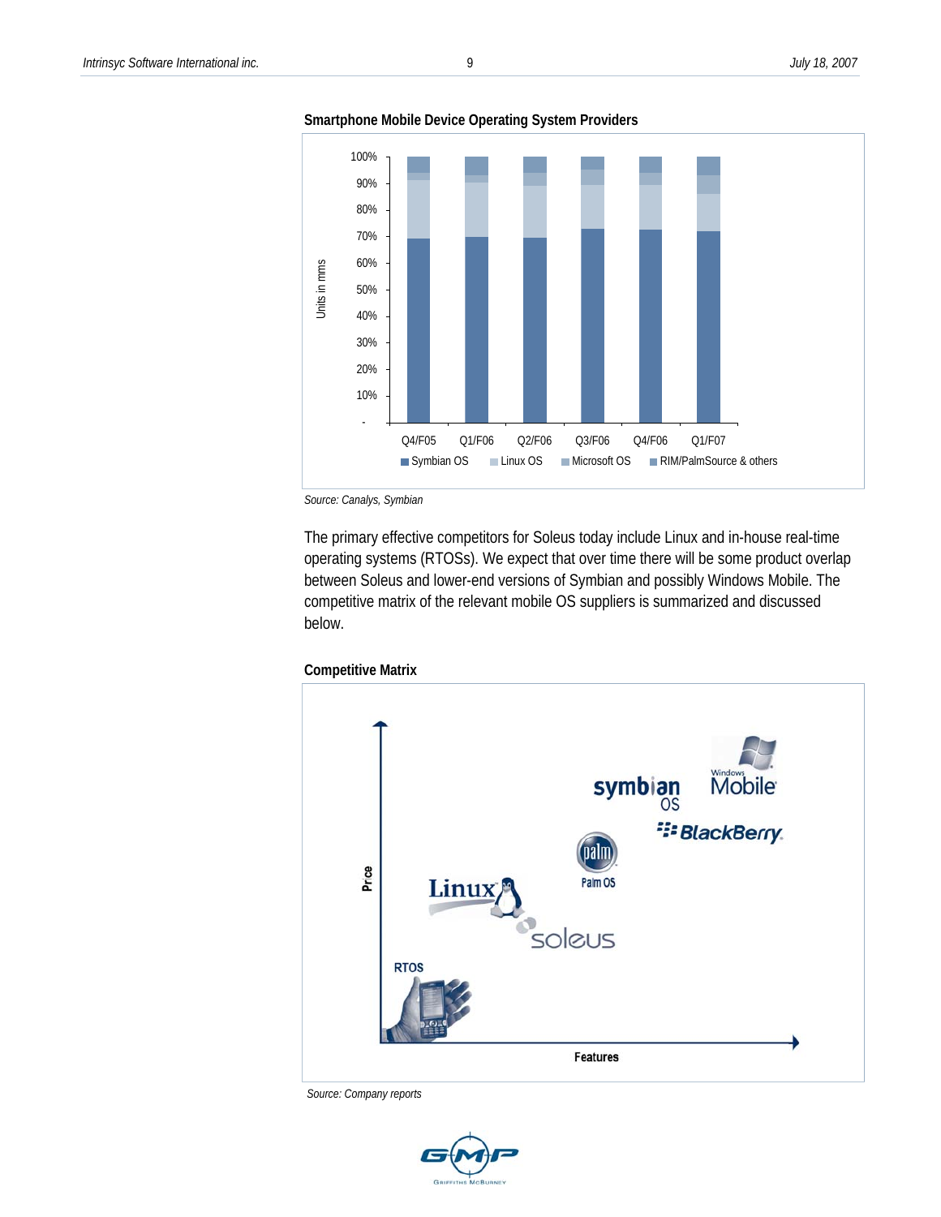**Smartphone Mobile Device Operating System Providers**

*Source: Canalys, Symbian*

The primary effective competitors for Soleus today include Linux and in-house real-time operating systems (RTOSs). We expect that over time there will be some product overlap between Soleus and lower-end versions of Symbian and possibly Windows Mobile. The competitive matrix of the relevant mobile OS suppliers is summarized and discussed below.

**Competitive Matrix**

*Source: Company reports*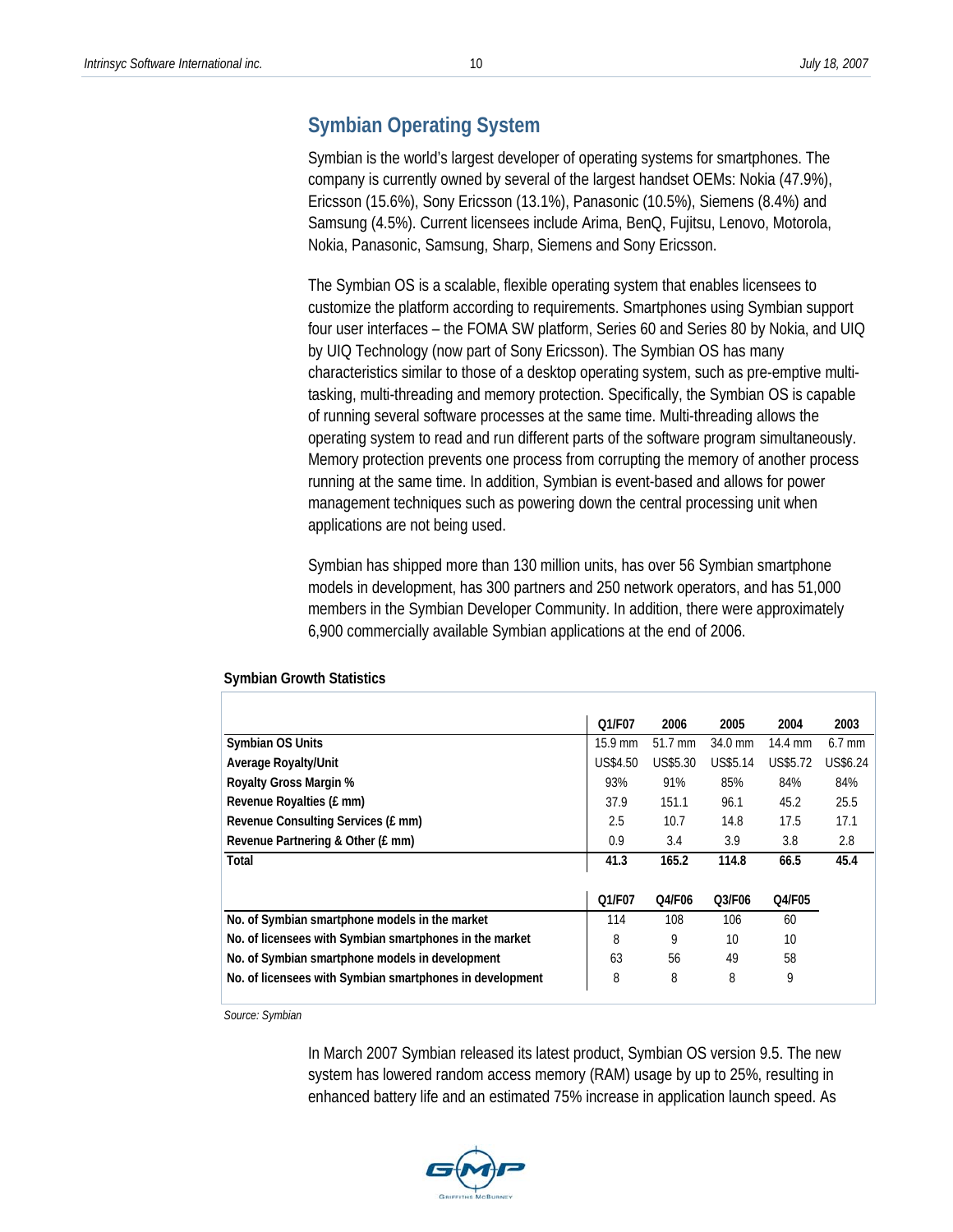## Symbian Operating System

Symbian is the world's largest developer of operating systems for smartphones. The company is currently owned by several of the largest handset OEMs: Nokia (47.9%), Ericsson (15.6%), Sony Ericsson (13.1%), Panasonic (10.5%), Siemens (8.4%) and Samsung (4.5%). Current licensees include Arima, BenQ, Fujitsu, Lenovo, Motorola, Nokia, Panasonic, Samsung, Sharp, Siemens and Sony Ericsson.

The Symbian OS is a scalable, flexible operating system that enables licensees to customize the platform according to requirements. Smartphones using Symbian support four user interfaces – the FOMA SW platform, Series 60 and Series 80 by Nokia, and UIQ by UIQ Technology (now part of Sony Ericsson). The Symbian OS has many characteristics similar to those of a desktop operating system, such as pre-emptive multi-tasking, multi-threading and memory protection. Specifically, the Symbian OS is capable of running several software processes at the same time. Multi-threading allows the operating system to read and run different parts of the software program simultaneously. Memory protection prevents one process from corrupting the memory of another process running at the same time. In addition, Symbian is event-based and allows for power management techniques such as powering down the central processing unit when applications are not being used.

Symbian has shipped more than 130 million units, has over 56 Symbian smartphone models in development, has 300 partners and 250 network operators, and has 51,000 members in the Symbian Developer Community. In addition, there were approximately 6,900 commercially available Symbian applications at the end of 2006.

**Symbian Growth Statistics**

| | Q1/F07 | 2006 | 2005 | 2004 | 2003 |
|---|---|---|---|---|---|
| **Symbian OS Units** | 15.9 mm | 51.7 mm | 34.0 mm | 14.4 mm | 6.7 mm |
| **Average Royalty/Unit** | US$4.50 | US$5.30 | US$5.14 | US$5.72 | US$6.24 |
| **Royalty Gross Margin %** | 93% | 91% | 85% | 84% | 84% |
| **Revenue Royalties (£ mm)** | 37.9 | 151.1 | 96.1 | 45.2 | 25.5 |
| **Revenue Consulting Services (£ mm)** | 2.5 | 10.7 | 14.8 | 17.5 | 17.1 |
| **Revenue Partnering & Other (£ mm)** | 0.9 | 3.4 | 3.9 | 3.8 | 2.8 |
| **Total** | **41.3** | **165.2** | **114.8** | **66.5** | **45.4** |

| | Q1/F07 | Q4/F06 | Q3/F06 | Q4/F05 |
|---|---|---|---|---|
| **No. of Symbian smartphone models in the market** | 114 | 108 | 106 | 60 |
| **No. of licensees with Symbian smartphones in the market** | 8 | 9 | 10 | 10 |
| **No. of Symbian smartphone models in development** | 63 | 56 | 49 | 58 |
| **No. of licensees with Symbian smartphones in development** | 8 | 8 | 8 | 9 |

*Source: Symbian*

In March 2007 Symbian released its latest product, Symbian OS version 9.5. The new system has lowered random access memory (RAM) usage by up to 25%, resulting in enhanced battery life and an estimated 75% increase in application launch speed. As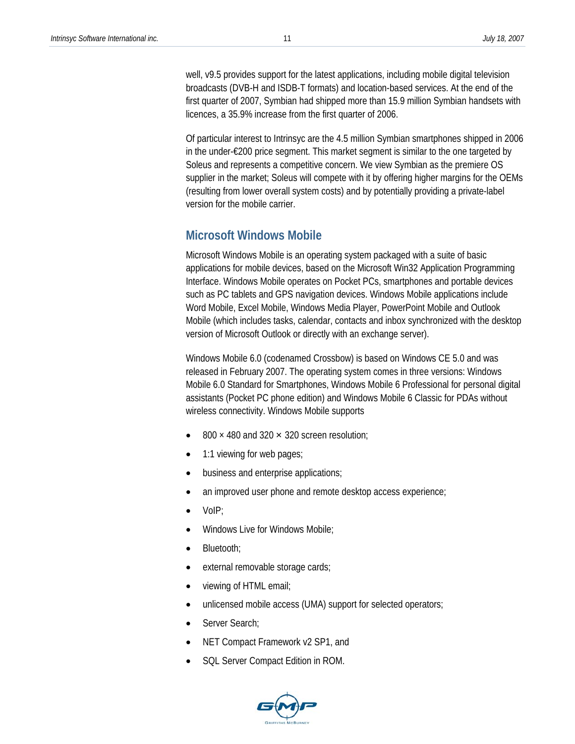well, v9.5 provides support for the latest applications, including mobile digital television broadcasts (DVB-H and ISDB-T formats) and location-based services. At the end of the first quarter of 2007, Symbian had shipped more than 15.9 million Symbian handsets with licences, a 35.9% increase from the first quarter of 2006.

Of particular interest to Intrinsyc are the 4.5 million Symbian smartphones shipped in 2006 in the under-€200 price segment. This market segment is similar to the one targeted by Soleus and represents a competitive concern. We view Symbian as the premiere OS supplier in the market; Soleus will compete with it by offering higher margins for the OEMs (resulting from lower overall system costs) and by potentially providing a private-label version for the mobile carrier.

## Microsoft Windows Mobile

Microsoft Windows Mobile is an operating system packaged with a suite of basic applications for mobile devices, based on the Microsoft Win32 Application Programming Interface. Windows Mobile operates on Pocket PCs, smartphones and portable devices such as PC tablets and GPS navigation devices. Windows Mobile applications include Word Mobile, Excel Mobile, Windows Media Player, PowerPoint Mobile and Outlook Mobile (which includes tasks, calendar, contacts and inbox synchronized with the desktop version of Microsoft Outlook or directly with an exchange server).

Windows Mobile 6.0 (codenamed Crossbow) is based on Windows CE 5.0 and was released in February 2007. The operating system comes in three versions: Windows Mobile 6.0 Standard for Smartphones, Windows Mobile 6 Professional for personal digital assistants (Pocket PC phone edition) and Windows Mobile 6 Classic for PDAs without wireless connectivity. Windows Mobile supports

- 800 × 480 and 320 × 320 screen resolution;
- 1:1 viewing for web pages;
- business and enterprise applications;
- an improved user phone and remote desktop access experience;
- VoIP;
- Windows Live for Windows Mobile;
- Bluetooth;
- external removable storage cards;
- viewing of HTML email;
- unlicensed mobile access (UMA) support for selected operators;
- Server Search;
- NET Compact Framework v2 SP1, and
- SQL Server Compact Edition in ROM.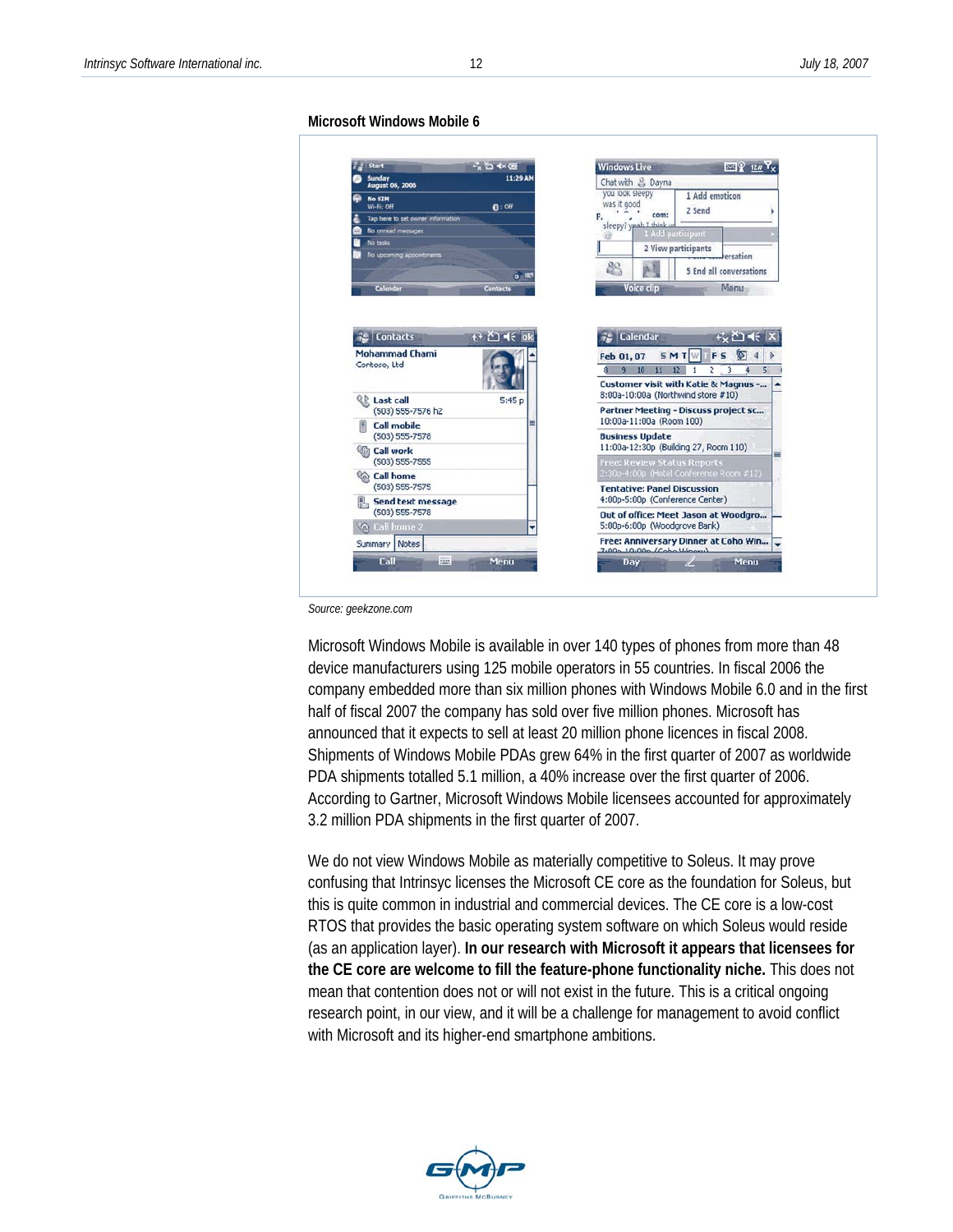**Microsoft Windows Mobile 6**

*Source: geekzone.com*

Microsoft Windows Mobile is available in over 140 types of phones from more than 48 device manufacturers using 125 mobile operators in 55 countries. In fiscal 2006 the company embedded more than six million phones with Windows Mobile 6.0 and in the first half of fiscal 2007 the company has sold over five million phones. Microsoft has announced that it expects to sell at least 20 million phone licences in fiscal 2008. Shipments of Windows Mobile PDAs grew 64% in the first quarter of 2007 as worldwide PDA shipments totalled 5.1 million, a 40% increase over the first quarter of 2006. According to Gartner, Microsoft Windows Mobile licensees accounted for approximately 3.2 million PDA shipments in the first quarter of 2007.

We do not view Windows Mobile as materially competitive to Soleus. It may prove confusing that Intrinsyc licenses the Microsoft CE core as the foundation for Soleus, but this is quite common in industrial and commercial devices. The CE core is a low-cost RTOS that provides the basic operating system software on which Soleus would reside (as an application layer). **In our research with Microsoft it appears that licensees for the CE core are welcome to fill the feature-phone functionality niche.** This does not mean that contention does not or will not exist in the future. This is a critical ongoing research point, in our view, and it will be a challenge for management to avoid conflict with Microsoft and its higher-end smartphone ambitions.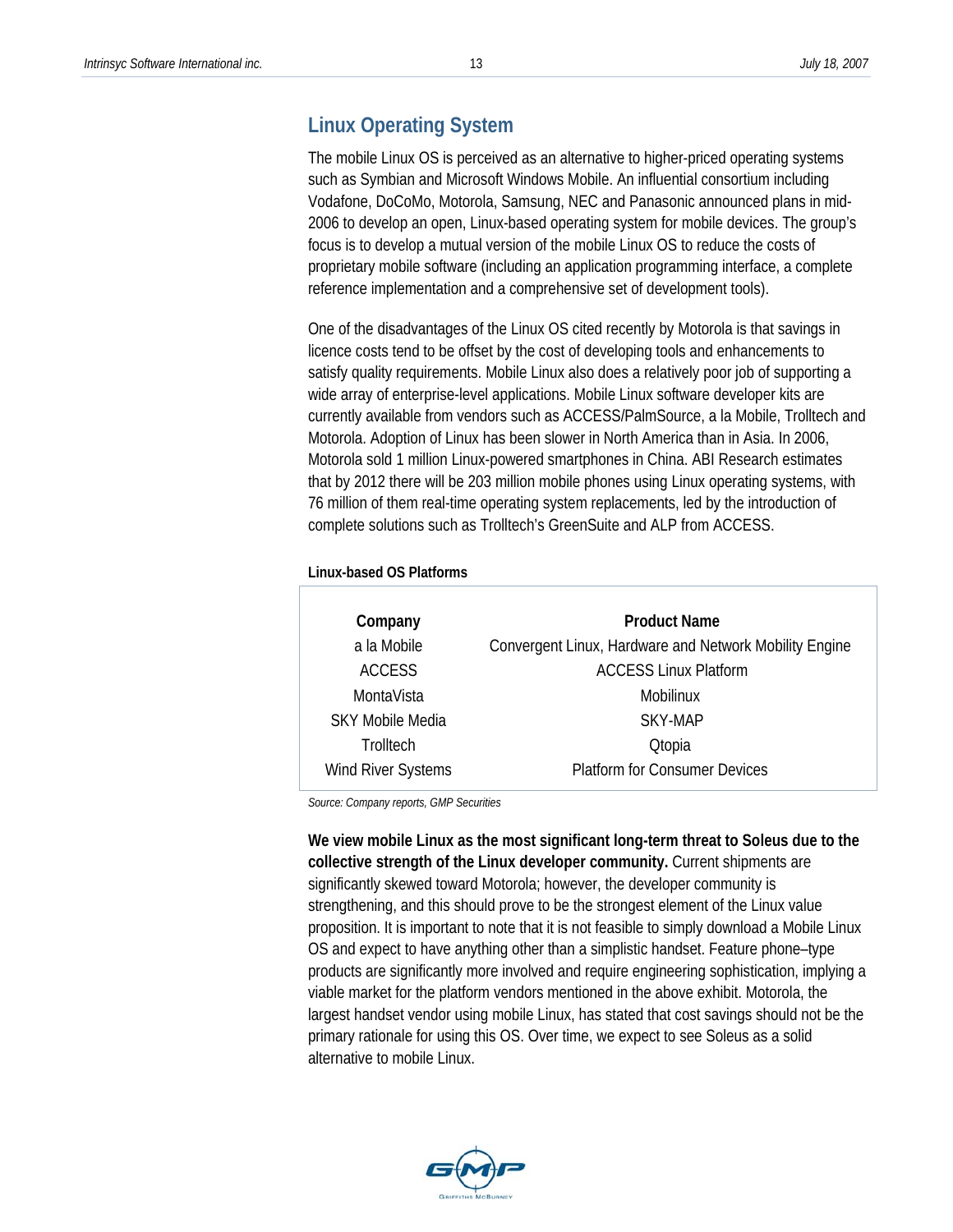## Linux Operating System

The mobile Linux OS is perceived as an alternative to higher-priced operating systems such as Symbian and Microsoft Windows Mobile. An influential consortium including Vodafone, DoCoMo, Motorola, Samsung, NEC and Panasonic announced plans in mid-2006 to develop an open, Linux-based operating system for mobile devices. The group's focus is to develop a mutual version of the mobile Linux OS to reduce the costs of proprietary mobile software (including an application programming interface, a complete reference implementation and a comprehensive set of development tools).

One of the disadvantages of the Linux OS cited recently by Motorola is that savings in licence costs tend to be offset by the cost of developing tools and enhancements to satisfy quality requirements. Mobile Linux also does a relatively poor job of supporting a wide array of enterprise-level applications. Mobile Linux software developer kits are currently available from vendors such as ACCESS/PalmSource, a la Mobile, Trolltech and Motorola. Adoption of Linux has been slower in North America than in Asia. In 2006, Motorola sold 1 million Linux-powered smartphones in China. ABI Research estimates that by 2012 there will be 203 million mobile phones using Linux operating systems, with 76 million of them real-time operating system replacements, led by the introduction of complete solutions such as Trolltech's GreenSuite and ALP from ACCESS.

**Linux-based OS Platforms**

| Company | Product Name |
|---|---|
| a la Mobile | Convergent Linux, Hardware and Network Mobility Engine |
| ACCESS | ACCESS Linux Platform |
| MontaVista | Mobilinux |
| SKY Mobile Media | SKY-MAP |
| Trolltech | Qtopia |
| Wind River Systems | Platform for Consumer Devices |

*Source: Company reports, GMP Securities*

**We view mobile Linux as the most significant long-term threat to Soleus due to the collective strength of the Linux developer community.** Current shipments are significantly skewed toward Motorola; however, the developer community is strengthening, and this should prove to be the strongest element of the Linux value proposition. It is important to note that it is not feasible to simply download a Mobile Linux OS and expect to have anything other than a simplistic handset. Feature phone–type products are significantly more involved and require engineering sophistication, implying a viable market for the platform vendors mentioned in the above exhibit. Motorola, the largest handset vendor using mobile Linux, has stated that cost savings should not be the primary rationale for using this OS. Over time, we expect to see Soleus as a solid alternative to mobile Linux.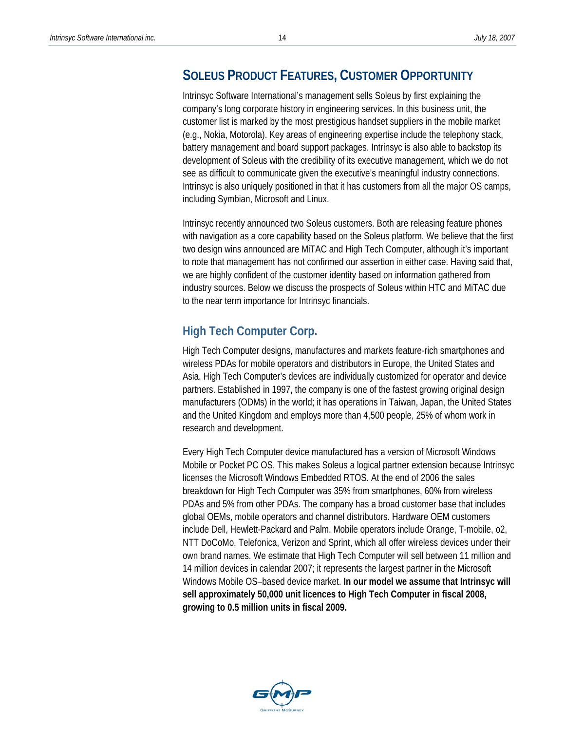## SOLEUS PRODUCT FEATURES, CUSTOMER OPPORTUNITY

Intrinsyc Software International's management sells Soleus by first explaining the company's long corporate history in engineering services. In this business unit, the customer list is marked by the most prestigious handset suppliers in the mobile market (e.g., Nokia, Motorola). Key areas of engineering expertise include the telephony stack, battery management and board support packages. Intrinsyc is also able to backstop its development of Soleus with the credibility of its executive management, which we do not see as difficult to communicate given the executive's meaningful industry connections. Intrinsyc is also uniquely positioned in that it has customers from all the major OS camps, including Symbian, Microsoft and Linux.

Intrinsyc recently announced two Soleus customers. Both are releasing feature phones with navigation as a core capability based on the Soleus platform. We believe that the first two design wins announced are MiTAC and High Tech Computer, although it's important to note that management has not confirmed our assertion in either case. Having said that, we are highly confident of the customer identity based on information gathered from industry sources. Below we discuss the prospects of Soleus within HTC and MiTAC due to the near term importance for Intrinsyc financials.

### High Tech Computer Corp.

High Tech Computer designs, manufactures and markets feature-rich smartphones and wireless PDAs for mobile operators and distributors in Europe, the United States and Asia. High Tech Computer's devices are individually customized for operator and device partners. Established in 1997, the company is one of the fastest growing original design manufacturers (ODMs) in the world; it has operations in Taiwan, Japan, the United States and the United Kingdom and employs more than 4,500 people, 25% of whom work in research and development.

Every High Tech Computer device manufactured has a version of Microsoft Windows Mobile or Pocket PC OS. This makes Soleus a logical partner extension because Intrinsyc licenses the Microsoft Windows Embedded RTOS. At the end of 2006 the sales breakdown for High Tech Computer was 35% from smartphones, 60% from wireless PDAs and 5% from other PDAs. The company has a broad customer base that includes global OEMs, mobile operators and channel distributors. Hardware OEM customers include Dell, Hewlett-Packard and Palm. Mobile operators include Orange, T-mobile, o2, NTT DoCoMo, Telefonica, Verizon and Sprint, which all offer wireless devices under their own brand names. We estimate that High Tech Computer will sell between 11 million and 14 million devices in calendar 2007; it represents the largest partner in the Microsoft Windows Mobile OS–based device market. **In our model we assume that Intrinsyc will sell approximately 50,000 unit licences to High Tech Computer in fiscal 2008, growing to 0.5 million units in fiscal 2009.**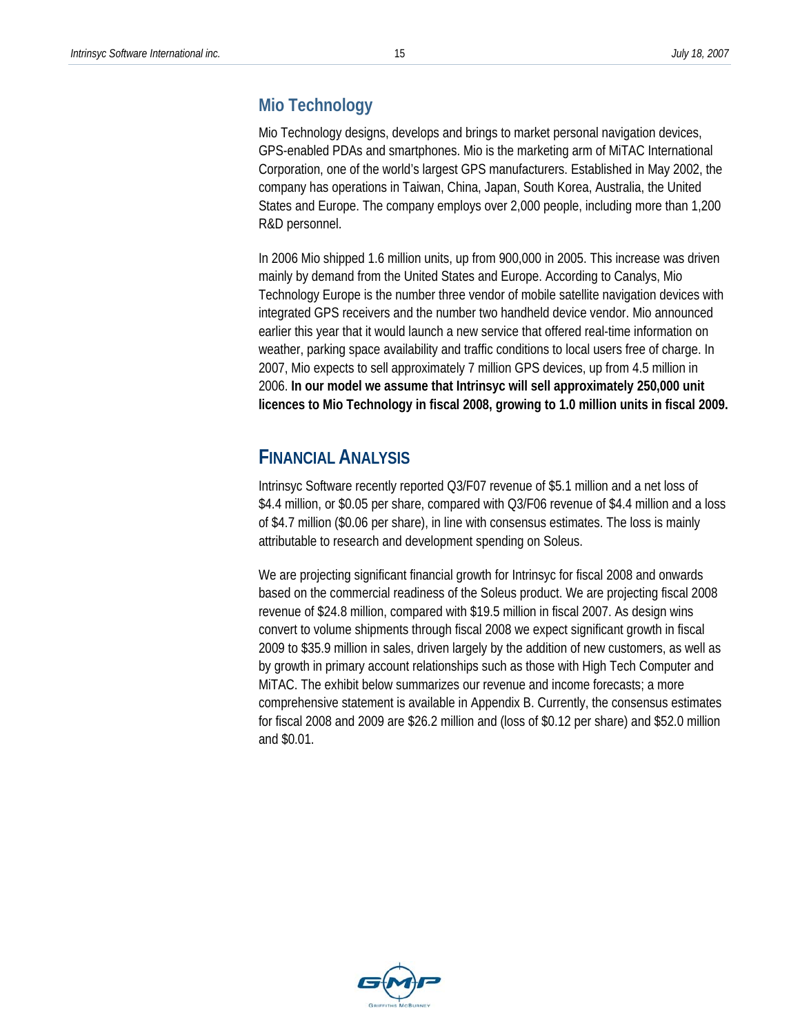## Mio Technology

Mio Technology designs, develops and brings to market personal navigation devices, GPS-enabled PDAs and smartphones. Mio is the marketing arm of MiTAC International Corporation, one of the world's largest GPS manufacturers. Established in May 2002, the company has operations in Taiwan, China, Japan, South Korea, Australia, the United States and Europe. The company employs over 2,000 people, including more than 1,200 R&D personnel.

In 2006 Mio shipped 1.6 million units, up from 900,000 in 2005. This increase was driven mainly by demand from the United States and Europe. According to Canalys, Mio Technology Europe is the number three vendor of mobile satellite navigation devices with integrated GPS receivers and the number two handheld device vendor. Mio announced earlier this year that it would launch a new service that offered real-time information on weather, parking space availability and traffic conditions to local users free of charge. In 2007, Mio expects to sell approximately 7 million GPS devices, up from 4.5 million in 2006. **In our model we assume that Intrinsyc will sell approximately 250,000 unit licences to Mio Technology in fiscal 2008, growing to 1.0 million units in fiscal 2009.**

# FINANCIAL ANALYSIS

Intrinsyc Software recently reported Q3/F07 revenue of $5.1 million and a net loss of $4.4 million, or $0.05 per share, compared with Q3/F06 revenue of $4.4 million and a loss of $4.7 million ($0.06 per share), in line with consensus estimates. The loss is mainly attributable to research and development spending on Soleus.

We are projecting significant financial growth for Intrinsyc for fiscal 2008 and onwards based on the commercial readiness of the Soleus product. We are projecting fiscal 2008 revenue of $24.8 million, compared with $19.5 million in fiscal 2007. As design wins convert to volume shipments through fiscal 2008 we expect significant growth in fiscal 2009 to $35.9 million in sales, driven largely by the addition of new customers, as well as by growth in primary account relationships such as those with High Tech Computer and MiTAC. The exhibit below summarizes our revenue and income forecasts; a more comprehensive statement is available in Appendix B. Currently, the consensus estimates for fiscal 2008 and 2009 are $26.2 million and (loss of $0.12 per share) and $52.0 million and $0.01.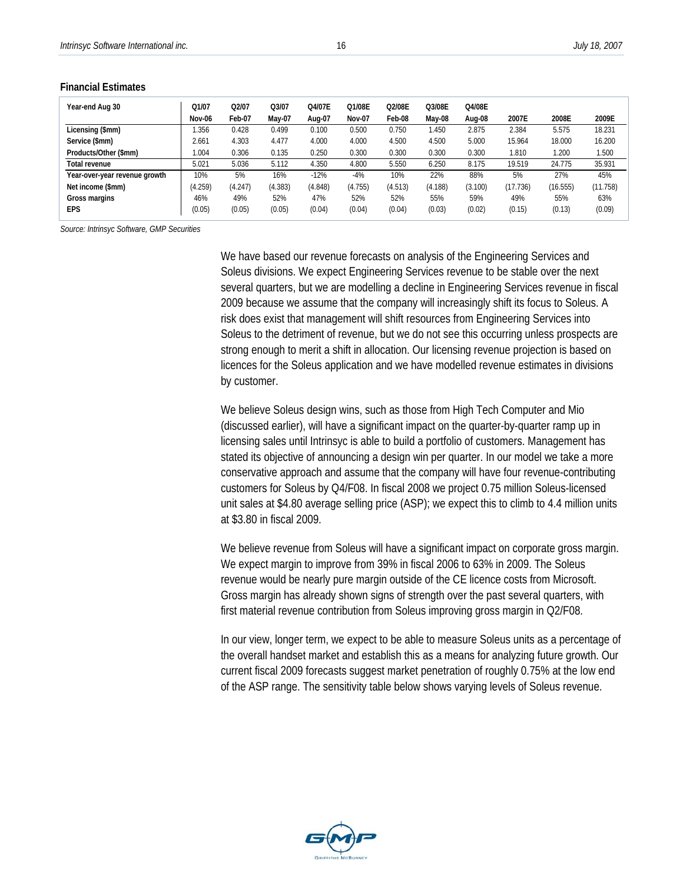**Financial Estimates**

| Year-end Aug 30 | Q1/07<br>Nov-06 | Q2/07<br>Feb-07 | Q3/07<br>May-07 | Q4/07E<br>Aug-07 | Q1/08E<br>Nov-07 | Q2/08E<br>Feb-08 | Q3/08E<br>May-08 | Q4/08E<br>Aug-08 | 2007E | 2008E | 2009E |
|---|---|---|---|---|---|---|---|---|---|---|---|
| Licensing ($mm) | 1.356 | 0.428 | 0.499 | 0.100 | 0.500 | 0.750 | 1.450 | 2.875 | 2.384 | 5.575 | 18.231 |
| Service ($mm) | 2.661 | 4.303 | 4.477 | 4.000 | 4.000 | 4.500 | 4.500 | 5.000 | 15.964 | 18.000 | 16.200 |
| Products/Other ($mm) | 1.004 | 0.306 | 0.135 | 0.250 | 0.300 | 0.300 | 0.300 | 0.300 | 1.810 | 1.200 | 1.500 |
| Total revenue | 5.021 | 5.036 | 5.112 | 4.350 | 4.800 | 5.550 | 6.250 | 8.175 | 19.519 | 24.775 | 35.931 |
| Year-over-year revenue growth | 10% | 5% | 16% | -12% | -4% | 10% | 22% | 88% | 5% | 27% | 45% |
| Net income ($mm) | (4.259) | (4.247) | (4.383) | (4.848) | (4.755) | (4.513) | (4.188) | (3.100) | (17.736) | (16.555) | (11.758) |
| Gross margins | 46% | 49% | 52% | 47% | 52% | 52% | 55% | 59% | 49% | 55% | 63% |
| EPS | (0.05) | (0.05) | (0.05) | (0.04) | (0.04) | (0.04) | (0.03) | (0.02) | (0.15) | (0.13) | (0.09) |

*Source: Intrinsyc Software, GMP Securities*

We have based our revenue forecasts on analysis of the Engineering Services and Soleus divisions. We expect Engineering Services revenue to be stable over the next several quarters, but we are modelling a decline in Engineering Services revenue in fiscal 2009 because we assume that the company will increasingly shift its focus to Soleus. A risk does exist that management will shift resources from Engineering Services into Soleus to the detriment of revenue, but we do not see this occurring unless prospects are strong enough to merit a shift in allocation. Our licensing revenue projection is based on licences for the Soleus application and we have modelled revenue estimates in divisions by customer.

We believe Soleus design wins, such as those from High Tech Computer and Mio (discussed earlier), will have a significant impact on the quarter-by-quarter ramp up in licensing sales until Intrinsyc is able to build a portfolio of customers. Management has stated its objective of announcing a design win per quarter. In our model we take a more conservative approach and assume that the company will have four revenue-contributing customers for Soleus by Q4/F08. In fiscal 2008 we project 0.75 million Soleus-licensed unit sales at $4.80 average selling price (ASP); we expect this to climb to 4.4 million units at $3.80 in fiscal 2009.

We believe revenue from Soleus will have a significant impact on corporate gross margin. We expect margin to improve from 39% in fiscal 2006 to 63% in 2009. The Soleus revenue would be nearly pure margin outside of the CE licence costs from Microsoft. Gross margin has already shown signs of strength over the past several quarters, with first material revenue contribution from Soleus improving gross margin in Q2/F08.

In our view, longer term, we expect to be able to measure Soleus units as a percentage of the overall handset market and establish this as a means for analyzing future growth. Our current fiscal 2009 forecasts suggest market penetration of roughly 0.75% at the low end of the ASP range. The sensitivity table below shows varying levels of Soleus revenue.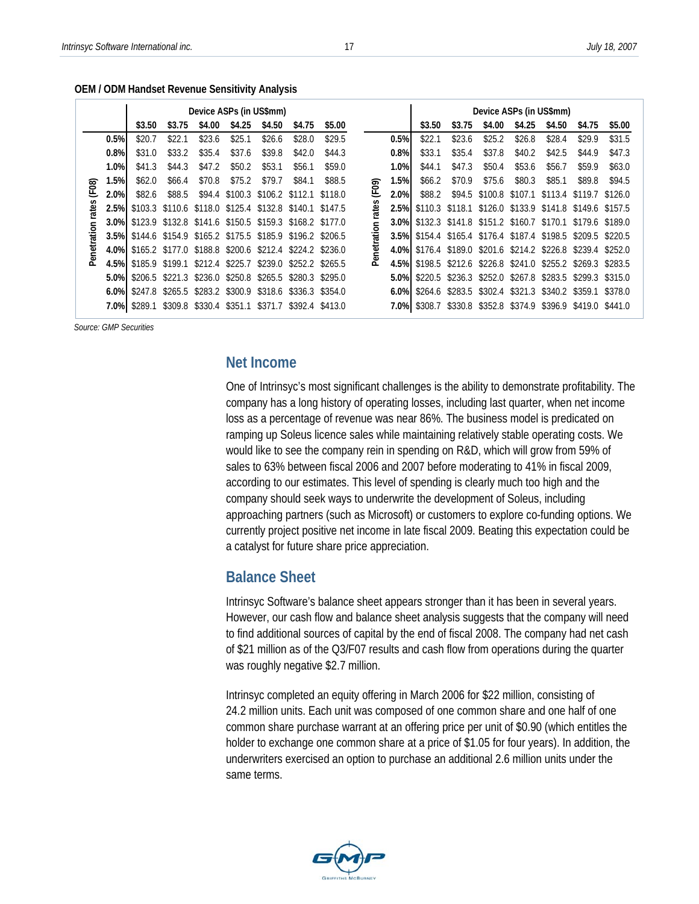**OEM / ODM Handset Revenue Sensitivity Analysis**

| | Device ASPs (in US$mm) | | | | | | |
|---|---|---|---|---|---|---|---|
| Penetration rates (F08) | $3.50 | $3.75 | $4.00 | $4.25 | $4.50 | $4.75 | $5.00 |
| 0.5% | $20.7 | $22.1 | $23.6 | $25.1 | $26.6 | $28.0 | $29.5 |
| 0.8% | $31.0 | $33.2 | $35.4 | $37.6 | $39.8 | $42.0 | $44.3 |
| 1.0% | $41.3 | $44.3 | $47.2 | $50.2 | $53.1 | $56.1 | $59.0 |
| 1.5% | $62.0 | $66.4 | $70.8 | $75.2 | $79.7 | $84.1 | $88.5 |
| 2.0% | $82.6 | $88.5 | $94.4 | $100.3 | $106.2 | $112.1 | $118.0 |
| 2.5% | $103.3 | $110.6 | $118.0 | $125.4 | $132.8 | $140.1 | $147.5 |
| 3.0% | $123.9 | $132.8 | $141.6 | $150.5 | $159.3 | $168.2 | $177.0 |
| 3.5% | $144.6 | $154.9 | $165.2 | $175.5 | $185.9 | $196.2 | $206.5 |
| 4.0% | $165.2 | $177.0 | $188.8 | $200.6 | $212.4 | $224.2 | $236.0 |
| 4.5% | $185.9 | $199.1 | $212.4 | $225.7 | $239.0 | $252.2 | $265.5 |
| 5.0% | $206.5 | $221.3 | $236.0 | $250.8 | $265.5 | $280.3 | $295.0 |
| 6.0% | $247.8 | $265.5 | $283.2 | $300.9 | $318.6 | $336.3 | $354.0 |
| 7.0% | $289.1 | $309.8 | $330.4 | $351.1 | $371.7 | $392.4 | $413.0 |

| | Device ASPs (in US$mm) | | | | | | |
|---|---|---|---|---|---|---|---|
| Penetration rates (F09) | $3.50 | $3.75 | $4.00 | $4.25 | $4.50 | $4.75 | $5.00 |
| 0.5% | $22.1 | $23.6 | $25.2 | $26.8 | $28.4 | $29.9 | $31.5 |
| 0.8% | $33.1 | $35.4 | $37.8 | $40.2 | $42.5 | $44.9 | $47.3 |
| 1.0% | $44.1 | $47.3 | $50.4 | $53.6 | $56.7 | $59.9 | $63.0 |
| 1.5% | $66.2 | $70.9 | $75.6 | $80.3 | $85.1 | $89.8 | $94.5 |
| 2.0% | $88.2 | $94.5 | $100.8 | $107.1 | $113.4 | $119.7 | $126.0 |
| 2.5% | $110.3 | $118.1 | $126.0 | $133.9 | $141.8 | $149.6 | $157.5 |
| 3.0% | $132.3 | $141.8 | $151.2 | $160.7 | $170.1 | $179.6 | $189.0 |
| 3.5% | $154.4 | $165.4 | $176.4 | $187.4 | $198.5 | $209.5 | $220.5 |
| 4.0% | $176.4 | $189.0 | $201.6 | $214.2 | $226.8 | $239.4 | $252.0 |
| 4.5% | $198.5 | $212.6 | $226.8 | $241.0 | $255.2 | $269.3 | $283.5 |
| 5.0% | $220.5 | $236.3 | $252.0 | $267.8 | $283.5 | $299.3 | $315.0 |
| 6.0% | $264.6 | $283.5 | $302.4 | $321.3 | $340.2 | $359.1 | $378.0 |
| 7.0% | $308.7 | $330.8 | $352.8 | $374.9 | $396.9 | $419.0 | $441.0 |

*Source: GMP Securities*

## Net Income

One of Intrinsyc's most significant challenges is the ability to demonstrate profitability. The company has a long history of operating losses, including last quarter, when net income loss as a percentage of revenue was near 86%. The business model is predicated on ramping up Soleus licence sales while maintaining relatively stable operating costs. We would like to see the company rein in spending on R&D, which will grow from 59% of sales to 63% between fiscal 2006 and 2007 before moderating to 41% in fiscal 2009, according to our estimates. This level of spending is clearly much too high and the company should seek ways to underwrite the development of Soleus, including approaching partners (such as Microsoft) or customers to explore co-funding options. We currently project positive net income in late fiscal 2009. Beating this expectation could be a catalyst for future share price appreciation.

## Balance Sheet

Intrinsyc Software's balance sheet appears stronger than it has been in several years. However, our cash flow and balance sheet analysis suggests that the company will need to find additional sources of capital by the end of fiscal 2008. The company had net cash of $21 million as of the Q3/F07 results and cash flow from operations during the quarter was roughly negative $2.7 million.

Intrinsyc completed an equity offering in March 2006 for $22 million, consisting of 24.2 million units. Each unit was composed of one common share and one half of one common share purchase warrant at an offering price per unit of $0.90 (which entitles the holder to exchange one common share at a price of $1.05 for four years). In addition, the underwriters exercised an option to purchase an additional 2.6 million units under the same terms.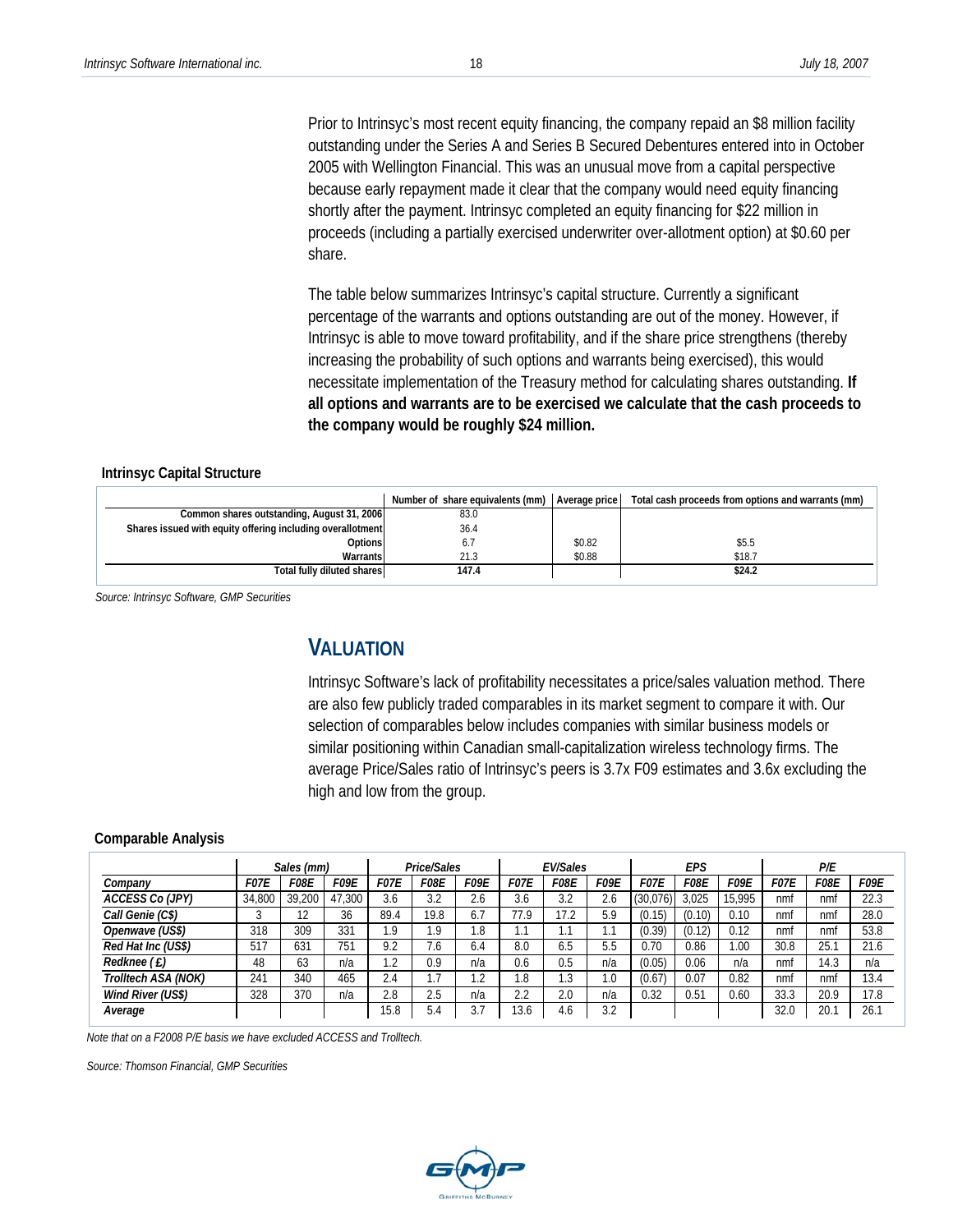Prior to Intrinsyc's most recent equity financing, the company repaid an $8 million facility outstanding under the Series A and Series B Secured Debentures entered into in October 2005 with Wellington Financial. This was an unusual move from a capital perspective because early repayment made it clear that the company would need equity financing shortly after the payment. Intrinsyc completed an equity financing for $22 million in proceeds (including a partially exercised underwriter over-allotment option) at $0.60 per share.

The table below summarizes Intrinsyc's capital structure. Currently a significant percentage of the warrants and options outstanding are out of the money. However, if Intrinsyc is able to move toward profitability, and if the share price strengthens (thereby increasing the probability of such options and warrants being exercised), this would necessitate implementation of the Treasury method for calculating shares outstanding. **If all options and warrants are to be exercised we calculate that the cash proceeds to the company would be roughly $24 million.**

**Intrinsyc Capital Structure**

| | Number of share equivalents (mm) | Average price | Total cash proceeds from options and warrants (mm) |
|---|---|---|---|
| Common shares outstanding, August 31, 2006 | 83.0 | | |
| Shares issued with equity offering including overallotment | 36.4 | | |
| Options | 6.7 | $0.82 | $5.5 |
| Warrants | 21.3 | $0.88 | $18.7 |
| **Total fully diluted shares** | **147.4** | | **$24.2** |

*Source: Intrinsyc Software, GMP Securities*

# VALUATION

Intrinsyc Software's lack of profitability necessitates a price/sales valuation method. There are also few publicly traded comparables in its market segment to compare it with. Our selection of comparables below includes companies with similar business models or similar positioning within Canadian small-capitalization wireless technology firms. The average Price/Sales ratio of Intrinsyc's peers is 3.7x F09 estimates and 3.6x excluding the high and low from the group.

**Comparable Analysis**

| | *Sales (mm)* | | | *Price/Sales* | | | *EV/Sales* | | | *EPS* | | | *P/E* | | |
|---|---|---|---|---|---|---|---|---|---|---|---|---|---|---|---|
| *Company* | *F07E* | *F08E* | *F09E* | *F07E* | *F08E* | *F09E* | *F07E* | *F08E* | *F09E* | *F07E* | *F08E* | *F09E* | *F07E* | *F08E* | *F09E* |
| *ACCESS Co (JPY)* | 34,800 | 39,200 | 47,300 | 3.6 | 3.2 | 2.6 | 3.6 | 3.2 | 2.6 | (30,076) | 3,025 | 15,995 | nmf | nmf | 22.3 |
| *Call Genie (C$)* | 3 | 12 | 36 | 89.4 | 19.8 | 6.7 | 77.9 | 17.2 | 5.9 | (0.15) | (0.10) | 0.10 | nmf | nmf | 28.0 |
| *Openwave (US$)* | 318 | 309 | 331 | 1.9 | 1.9 | 1.8 | 1.1 | 1.1 | 1.1 | (0.39) | (0.12) | 0.12 | nmf | nmf | 53.8 |
| *Red Hat Inc (US$)* | 517 | 631 | 751 | 9.2 | 7.6 | 6.4 | 8.0 | 6.5 | 5.5 | 0.70 | 0.86 | 1.00 | 30.8 | 25.1 | 21.6 |
| *Redknee (£)* | 48 | 63 | n/a | 1.2 | 0.9 | n/a | 0.6 | 0.5 | n/a | (0.05) | 0.06 | n/a | nmf | 14.3 | n/a |
| *Trolltech ASA (NOK)* | 241 | 340 | 465 | 2.4 | 1.7 | 1.2 | 1.8 | 1.3 | 1.0 | (0.67) | 0.07 | 0.82 | nmf | nmf | 13.4 |
| *Wind River (US$)* | 328 | 370 | n/a | 2.8 | 2.5 | n/a | 2.2 | 2.0 | n/a | 0.32 | 0.51 | 0.60 | 33.3 | 20.9 | 17.8 |
| *Average* | | | | 15.8 | 5.4 | 3.7 | 13.6 | 4.6 | 3.2 | | | | 32.0 | 20.1 | 26.1 |

*Note that on a F2008 P/E basis we have excluded ACCESS and Trolltech.*

*Source: Thomson Financial, GMP Securities*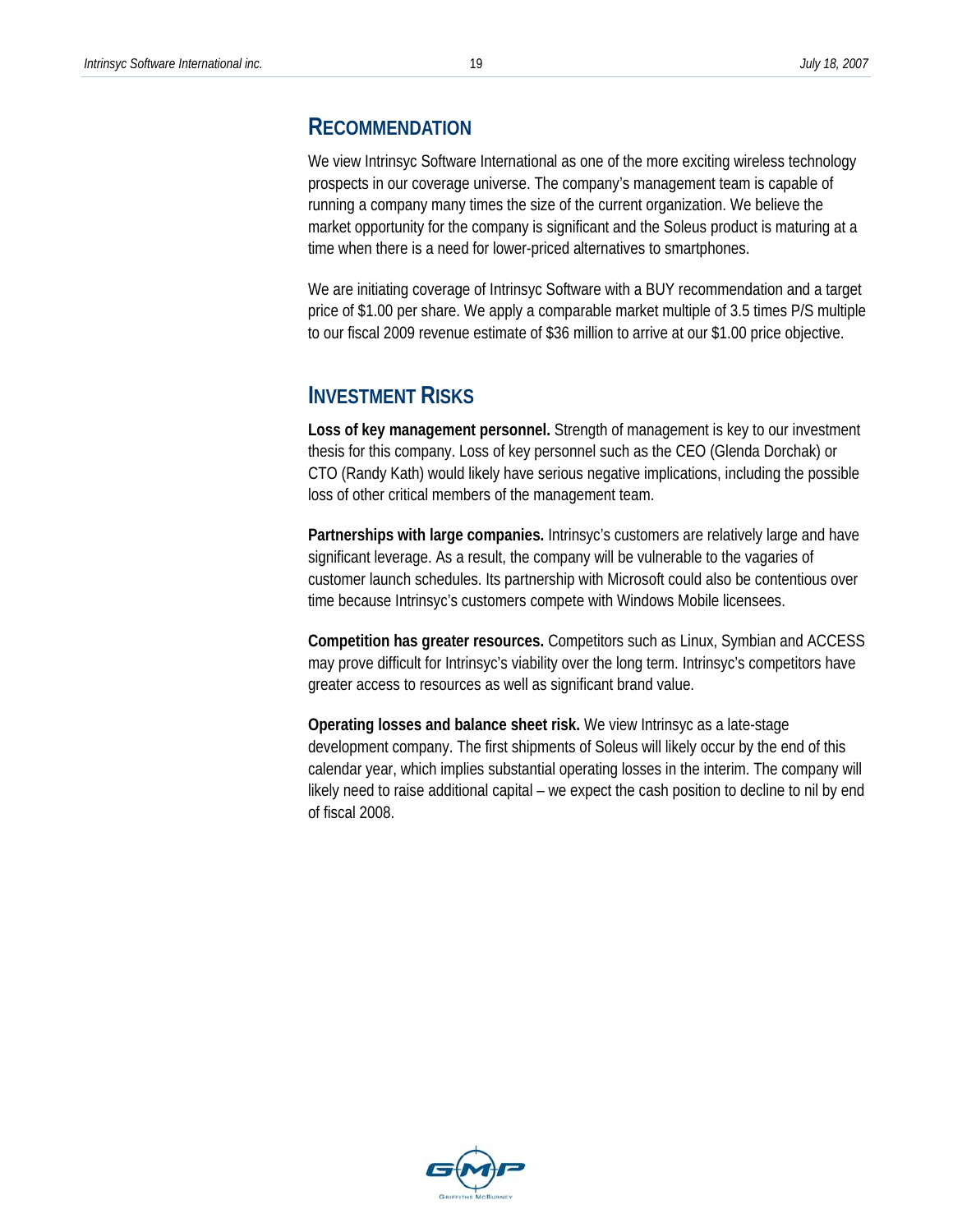## RECOMMENDATION

We view Intrinsyc Software International as one of the more exciting wireless technology prospects in our coverage universe. The company's management team is capable of running a company many times the size of the current organization. We believe the market opportunity for the company is significant and the Soleus product is maturing at a time when there is a need for lower-priced alternatives to smartphones.

We are initiating coverage of Intrinsyc Software with a BUY recommendation and a target price of $1.00 per share. We apply a comparable market multiple of 3.5 times P/S multiple to our fiscal 2009 revenue estimate of $36 million to arrive at our $1.00 price objective.

## INVESTMENT RISKS

**Loss of key management personnel.** Strength of management is key to our investment thesis for this company. Loss of key personnel such as the CEO (Glenda Dorchak) or CTO (Randy Kath) would likely have serious negative implications, including the possible loss of other critical members of the management team.

**Partnerships with large companies.** Intrinsyc's customers are relatively large and have significant leverage. As a result, the company will be vulnerable to the vagaries of customer launch schedules. Its partnership with Microsoft could also be contentious over time because Intrinsyc's customers compete with Windows Mobile licensees.

**Competition has greater resources.** Competitors such as Linux, Symbian and ACCESS may prove difficult for Intrinsyc's viability over the long term. Intrinsyc's competitors have greater access to resources as well as significant brand value.

**Operating losses and balance sheet risk.** We view Intrinsyc as a late-stage development company. The first shipments of Soleus will likely occur by the end of this calendar year, which implies substantial operating losses in the interim. The company will likely need to raise additional capital – we expect the cash position to decline to nil by end of fiscal 2008.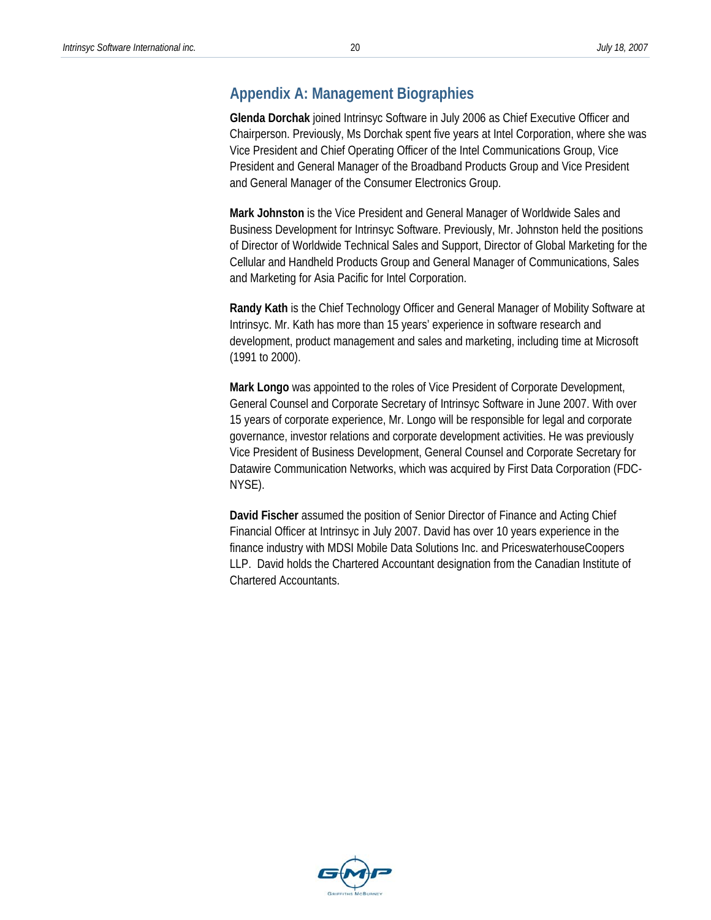## Appendix A: Management Biographies

**Glenda Dorchak** joined Intrinsyc Software in July 2006 as Chief Executive Officer and Chairperson. Previously, Ms Dorchak spent five years at Intel Corporation, where she was Vice President and Chief Operating Officer of the Intel Communications Group, Vice President and General Manager of the Broadband Products Group and Vice President and General Manager of the Consumer Electronics Group.

**Mark Johnston** is the Vice President and General Manager of Worldwide Sales and Business Development for Intrinsyc Software. Previously, Mr. Johnston held the positions of Director of Worldwide Technical Sales and Support, Director of Global Marketing for the Cellular and Handheld Products Group and General Manager of Communications, Sales and Marketing for Asia Pacific for Intel Corporation.

**Randy Kath** is the Chief Technology Officer and General Manager of Mobility Software at Intrinsyc. Mr. Kath has more than 15 years' experience in software research and development, product management and sales and marketing, including time at Microsoft (1991 to 2000).

**Mark Longo** was appointed to the roles of Vice President of Corporate Development, General Counsel and Corporate Secretary of Intrinsyc Software in June 2007. With over 15 years of corporate experience, Mr. Longo will be responsible for legal and corporate governance, investor relations and corporate development activities. He was previously Vice President of Business Development, General Counsel and Corporate Secretary for Datawire Communication Networks, which was acquired by First Data Corporation (FDC-NYSE).

**David Fischer** assumed the position of Senior Director of Finance and Acting Chief Financial Officer at Intrinsyc in July 2007. David has over 10 years experience in the finance industry with MDSI Mobile Data Solutions Inc. and PricewaterhouseCoopers LLP. David holds the Chartered Accountant designation from the Canadian Institute of Chartered Accountants.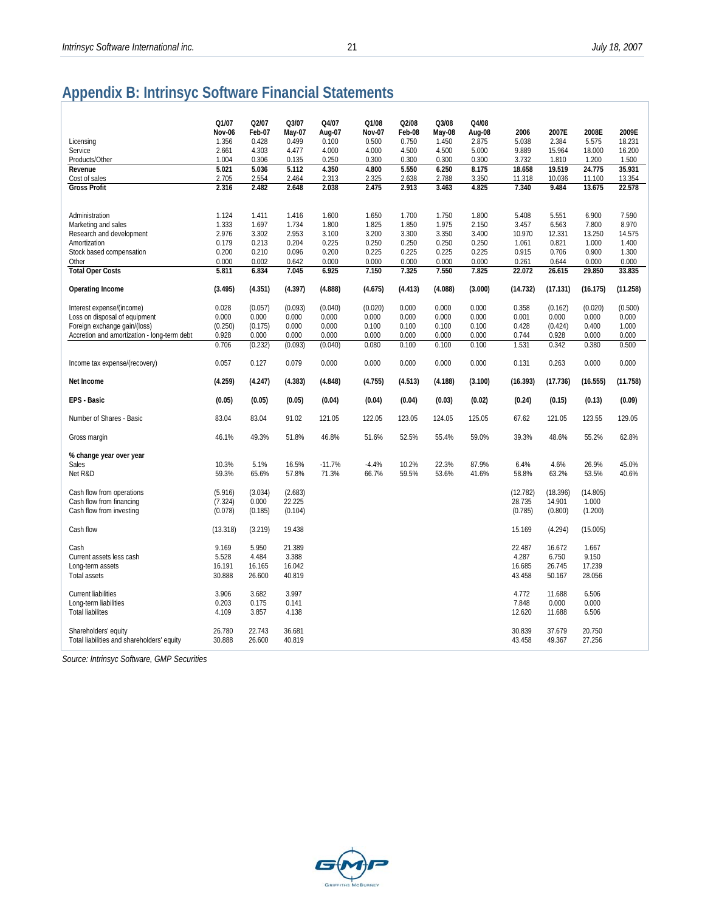## Appendix B: Intrinsyc Software Financial Statements

| | Q1/07 Nov-06 | Q2/07 Feb-07 | Q3/07 May-07 | Q4/07 Aug-07 | Q1/08 Nov-07 | Q2/08 Feb-08 | Q3/08 May-08 | Q4/08 Aug-08 | 2006 | 2007E | 2008E | 2009E |
|---|---|---|---|---|---|---|---|---|---|---|---|---|
| Licensing | 1.356 | 0.428 | 0.499 | 0.100 | 0.500 | 0.750 | 1.450 | 2.875 | 5.038 | 2.384 | 5.575 | 18.231 |
| Service | 2.661 | 4.303 | 4.477 | 4.000 | 4.000 | 4.500 | 4.500 | 5.000 | 9.889 | 15.964 | 18.000 | 16.200 |
| Products/Other | 1.004 | 0.306 | 0.135 | 0.250 | 0.300 | 0.300 | 0.300 | 0.300 | 3.732 | 1.810 | 1.200 | 1.500 |
| **Revenue** | **5.021** | **5.036** | **5.112** | **4.350** | **4.800** | **5.550** | **6.250** | **8.175** | **18.658** | **19.519** | **24.775** | **35.931** |
| Cost of sales | 2.705 | 2.554 | 2.464 | 2.313 | 2.325 | 2.638 | 2.788 | 3.350 | 11.318 | 10.036 | 11.100 | 13.354 |
| **Gross Profit** | **2.316** | **2.482** | **2.648** | **2.038** | **2.475** | **2.913** | **3.463** | **4.825** | **7.340** | **9.484** | **13.675** | **22.578** |
| | | | | | | | | | | | | |
| Administration | 1.124 | 1.411 | 1.416 | 1.600 | 1.650 | 1.700 | 1.750 | 1.800 | 5.408 | 5.551 | 6.900 | 7.590 |
| Marketing and sales | 1.333 | 1.697 | 1.734 | 1.800 | 1.825 | 1.850 | 1.975 | 2.150 | 3.457 | 6.563 | 7.800 | 8.970 |
| Research and development | 2.976 | 3.302 | 2.953 | 3.100 | 3.200 | 3.300 | 3.350 | 3.400 | 10.970 | 12.331 | 13.250 | 14.575 |
| Amortization | 0.179 | 0.213 | 0.204 | 0.225 | 0.250 | 0.250 | 0.250 | 0.250 | 1.061 | 0.821 | 1.000 | 1.400 |
| Stock based compensation | 0.200 | 0.210 | 0.096 | 0.200 | 0.225 | 0.225 | 0.225 | 0.225 | 0.915 | 0.706 | 0.900 | 1.300 |
| Other | 0.000 | 0.002 | 0.642 | 0.000 | 0.000 | 0.000 | 0.000 | 0.000 | 0.261 | 0.644 | 0.000 | 0.000 |
| **Total Oper Costs** | **5.811** | **6.834** | **7.045** | **6.925** | **7.150** | **7.325** | **7.550** | **7.825** | **22.072** | **26.615** | **29.850** | **33.835** |
| | | | | | | | | | | | | |
| **Operating Income** | **(3.495)** | **(4.351)** | **(4.397)** | **(4.888)** | **(4.675)** | **(4.413)** | **(4.088)** | **(3.000)** | **(14.732)** | **(17.131)** | **(16.175)** | **(11.258)** |
| | | | | | | | | | | | | |
| Interest expense/(income) | 0.028 | (0.057) | (0.093) | (0.040) | (0.020) | 0.000 | 0.000 | 0.000 | 0.358 | (0.162) | (0.020) | (0.500) |
| Loss on disposal of equipment | 0.000 | 0.000 | 0.000 | 0.000 | 0.000 | 0.000 | 0.000 | 0.000 | 0.001 | 0.000 | 0.000 | 0.000 |
| Foreign exchange gain/(loss) | (0.250) | (0.175) | 0.000 | 0.000 | 0.100 | 0.100 | 0.100 | 0.100 | 0.428 | (0.424) | 0.400 | 1.000 |
| Accretion and amortization - long-term debt | 0.928 | 0.000 | 0.000 | 0.000 | 0.000 | 0.000 | 0.000 | 0.000 | 0.744 | 0.928 | 0.000 | 0.000 |
| | 0.706 | (0.232) | (0.093) | (0.040) | 0.080 | 0.100 | 0.100 | 0.100 | 1.531 | 0.342 | 0.380 | 0.500 |
| | | | | | | | | | | | | |
| Income tax expense/(recovery) | 0.057 | 0.127 | 0.079 | 0.000 | 0.000 | 0.000 | 0.000 | 0.000 | 0.131 | 0.263 | 0.000 | 0.000 |
| | | | | | | | | | | | | |
| **Net Income** | **(4.259)** | **(4.247)** | **(4.383)** | **(4.848)** | **(4.755)** | **(4.513)** | **(4.188)** | **(3.100)** | **(16.393)** | **(17.736)** | **(16.555)** | **(11.758)** |
| | | | | | | | | | | | | |
| **EPS - Basic** | **(0.05)** | **(0.05)** | **(0.05)** | **(0.04)** | **(0.04)** | **(0.04)** | **(0.03)** | **(0.02)** | **(0.24)** | **(0.15)** | **(0.13)** | **(0.09)** |
| | | | | | | | | | | | | |
| Number of Shares - Basic | 83.04 | 83.04 | 91.02 | 121.05 | 122.05 | 123.05 | 124.05 | 125.05 | 67.62 | 121.05 | 123.55 | 129.05 |
| | | | | | | | | | | | | |
| Gross margin | 46.1% | 49.3% | 51.8% | 46.8% | 51.6% | 52.5% | 55.4% | 59.0% | 39.3% | 48.6% | 55.2% | 62.8% |
| | | | | | | | | | | | | |
| **% change year over year** | | | | | | | | | | | | |
| Sales | 10.3% | 5.1% | 16.5% | -11.7% | -4.4% | 10.2% | 22.3% | 87.9% | 6.4% | 4.6% | 26.9% | 45.0% |
| Net R&D | 59.3% | 65.6% | 57.8% | 71.3% | 66.7% | 59.5% | 53.6% | 41.6% | 58.8% | 63.2% | 53.5% | 40.6% |
| | | | | | | | | | | | | |
| Cash flow from operations | (5.916) | (3.034) | (2.683) | | | | | | (12.782) | (18.396) | (14.805) | |
| Cash flow from financing | (7.324) | 0.000 | 22.225 | | | | | | 28.735 | 14.901 | 1.000 | |
| Cash flow from investing | (0.078) | (0.185) | (0.104) | | | | | | (0.785) | (0.800) | (1.200) | |
| | | | | | | | | | | | | |
| Cash flow | (13.318) | (3.219) | 19.438 | | | | | | 15.169 | (4.294) | (15.005) | |
| | | | | | | | | | | | | |
| Cash | 9.169 | 5.950 | 21.389 | | | | | | 22.487 | 16.672 | 1.667 | |
| Current assets less cash | 5.528 | 4.484 | 3.388 | | | | | | 4.287 | 6.750 | 9.150 | |
| Long-term assets | 16.191 | 16.165 | 16.042 | | | | | | 16.685 | 26.745 | 17.239 | |
| Total assets | 30.888 | 26.600 | 40.819 | | | | | | 43.458 | 50.167 | 28.056 | |
| | | | | | | | | | | | | |
| Current liabilities | 3.906 | 3.682 | 3.997 | | | | | | 4.772 | 11.688 | 6.506 | |
| Long-term liabilities | 0.203 | 0.175 | 0.141 | | | | | | 7.848 | 0.000 | 0.000 | |
| Total liabilites | 4.109 | 3.857 | 4.138 | | | | | | 12.620 | 11.688 | 6.506 | |
| | | | | | | | | | | | | |
| Shareholders' equity | 26.780 | 22.743 | 36.681 | | | | | | 30.839 | 37.679 | 20.750 | |
| Total liabilities and shareholders' equity | 30.888 | 26.600 | 40.819 | | | | | | 43.458 | 49.367 | 27.256 | |

*Source: Intrinsyc Software, GMP Securities*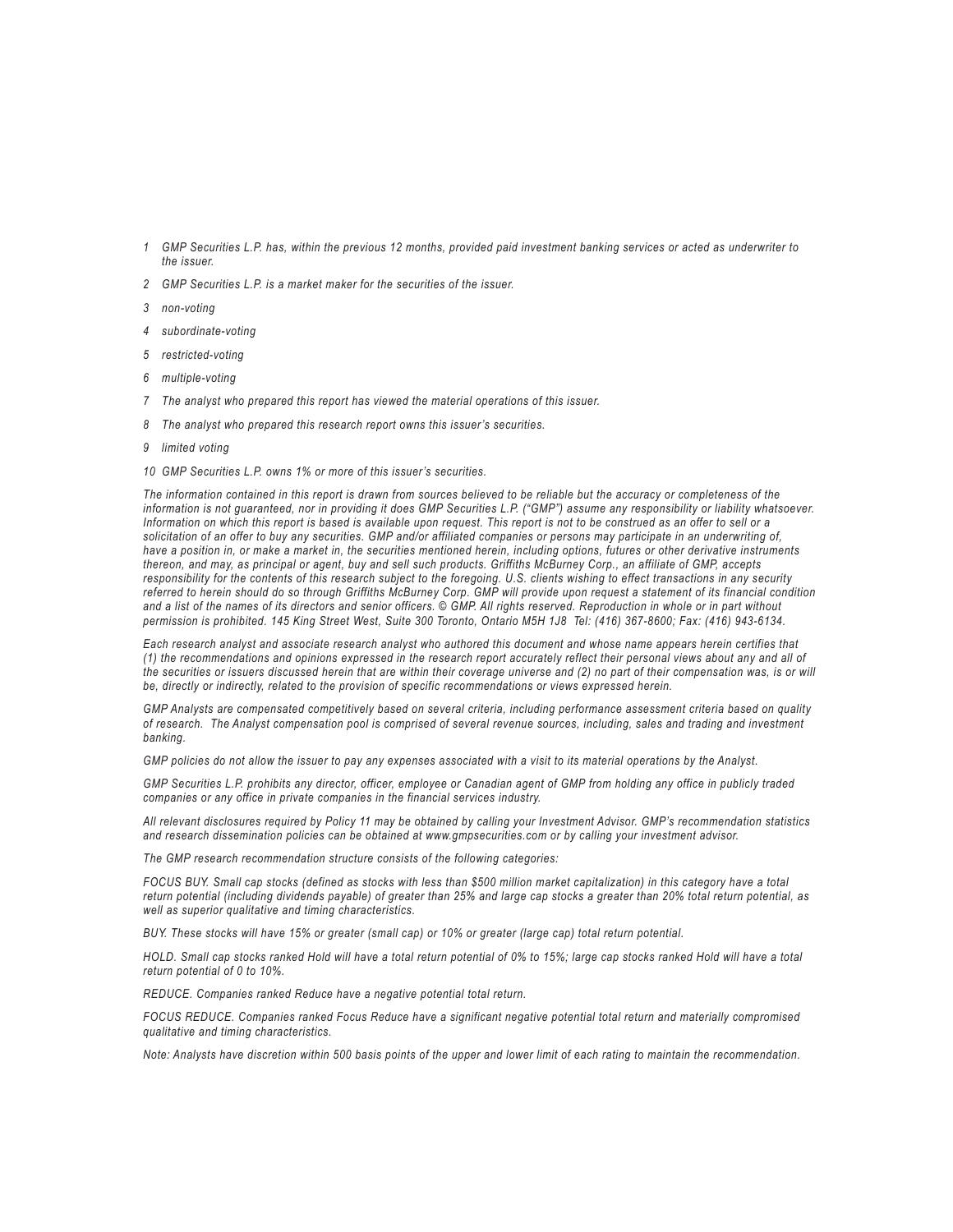1 GMP Securities L.P. has, within the previous 12 months, provided paid investment banking services or acted as underwriter to the issuer.

2 GMP Securities L.P. is a market maker for the securities of the issuer.

3 non-voting

4 subordinate-voting

5 restricted-voting

6 multiple-voting

7 The analyst who prepared this report has viewed the material operations of this issuer.

8 The analyst who prepared this research report owns this issuer's securities.

9 limited voting

10 GMP Securities L.P. owns 1% or more of this issuer's securities.

The information contained in this report is drawn from sources believed to be reliable but the accuracy or completeness of the information is not guaranteed, nor in providing it does GMP Securities L.P. ("GMP") assume any responsibility or liability whatsoever. Information on which this report is based is available upon request. This report is not to be construed as an offer to sell or a solicitation of an offer to buy any securities. GMP and/or affiliated companies or persons may participate in an underwriting of, have a position in, or make a market in, the securities mentioned herein, including options, futures or other derivative instruments thereon, and may, as principal or agent, buy and sell such products. Griffiths McBurney Corp., an affiliate of GMP, accepts responsibility for the contents of this research subject to the foregoing. U.S. clients wishing to effect transactions in any security referred to herein should do so through Griffiths McBurney Corp. GMP will provide upon request a statement of its financial condition and a list of the names of its directors and senior officers. © GMP. All rights reserved. Reproduction in whole or in part without permission is prohibited. 145 King Street West, Suite 300 Toronto, Ontario M5H 1J8 Tel: (416) 367-8600; Fax: (416) 943-6134.

Each research analyst and associate research analyst who authored this document and whose name appears herein certifies that (1) the recommendations and opinions expressed in the research report accurately reflect their personal views about any and all of the securities or issuers discussed herein that are within their coverage universe and (2) no part of their compensation was, is or will be, directly or indirectly, related to the provision of specific recommendations or views expressed herein.

GMP Analysts are compensated competitively based on several criteria, including performance assessment criteria based on quality of research. The Analyst compensation pool is comprised of several revenue sources, including, sales and trading and investment banking.

GMP policies do not allow the issuer to pay any expenses associated with a visit to its material operations by the Analyst.

GMP Securities L.P. prohibits any director, officer, employee or Canadian agent of GMP from holding any office in publicly traded companies or any office in private companies in the financial services industry.

All relevant disclosures required by Policy 11 may be obtained by calling your Investment Advisor. GMP's recommendation statistics and research dissemination policies can be obtained at www.gmpsecurities.com or by calling your investment advisor.

The GMP research recommendation structure consists of the following categories:

FOCUS BUY. Small cap stocks (defined as stocks with less than $500 million market capitalization) in this category have a total return potential (including dividends payable) of greater than 25% and large cap stocks a greater than 20% total return potential, as well as superior qualitative and timing characteristics.

BUY. These stocks will have 15% or greater (small cap) or 10% or greater (large cap) total return potential.

HOLD. Small cap stocks ranked Hold will have a total return potential of 0% to 15%; large cap stocks ranked Hold will have a total return potential of 0 to 10%.

REDUCE. Companies ranked Reduce have a negative potential total return.

FOCUS REDUCE. Companies ranked Focus Reduce have a significant negative potential total return and materially compromised qualitative and timing characteristics.

Note: Analysts have discretion within 500 basis points of the upper and lower limit of each rating to maintain the recommendation.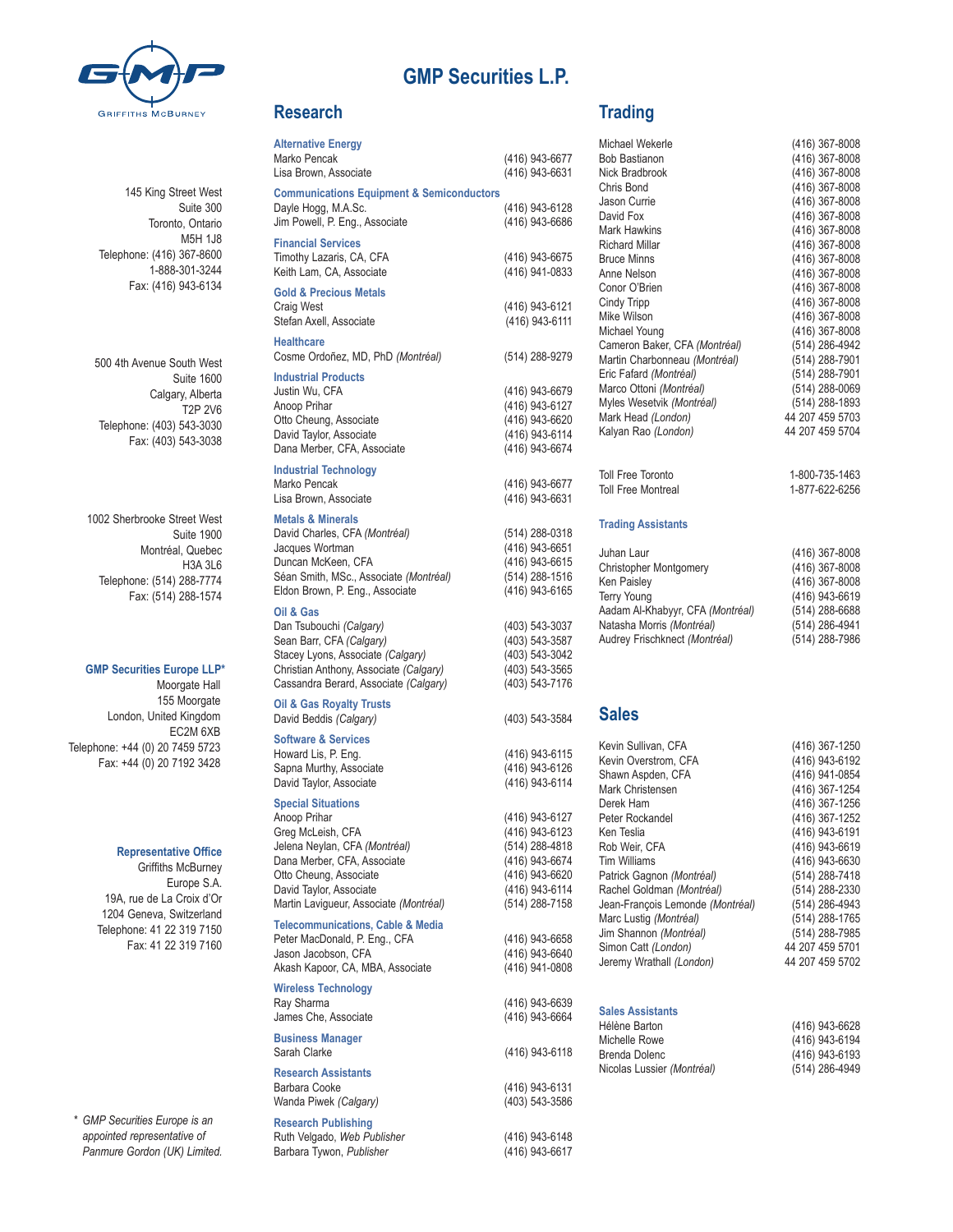GRIFFITHS MCBURNEY

# GMP Securities L.P.

145 King Street West
Suite 300
Toronto, Ontario
M5H 1J8
Telephone: (416) 367-8600
1-888-301-3244
Fax: (416) 943-6134

500 4th Avenue South West
Suite 1600
Calgary, Alberta
T2P 2V6
Telephone: (403) 543-3030
Fax: (403) 543-3038

1002 Sherbrooke Street West
Suite 1900
Montréal, Quebec
H3A 3L6
Telephone: (514) 288-7774
Fax: (514) 288-1574

**GMP Securities Europe LLP***
Moorgate Hall
155 Moorgate
London, United Kingdom
EC2M 6XB
Telephone: +44 (0) 20 7459 5723
Fax: +44 (0) 20 7192 3428

**Representative Office**
Griffiths McBurney
Europe S.A.
19A, rue de La Croix d'Or
1204 Geneva, Switzerland
Telephone: 41 22 319 7150
Fax: 41 22 319 7160

*\* GMP Securities Europe is an appointed representative of Panmure Gordon (UK) Limited.*

## Research

**Alternative Energy**

| | |
|---|---|
| Marko Pencak | (416) 943-6677 |
| Lisa Brown, Associate | (416) 943-6631 |

**Communications Equipment & Semiconductors**

| | |
|---|---|
| Dayle Hogg, M.A.Sc. | (416) 943-6128 |
| Jim Powell, P. Eng., Associate | (416) 943-6686 |

**Financial Services**

| | |
|---|---|
| Timothy Lazaris, CA, CFA | (416) 943-6675 |
| Keith Lam, CA, Associate | (416) 941-0833 |

**Gold & Precious Metals**

| | |
|---|---|
| Craig West | (416) 943-6121 |
| Stefan Axell, Associate | (416) 943-6111 |

**Healthcare**

| | |
|---|---|
| Cosme Ordoñez, MD, PhD *(Montréal)* | (514) 288-9279 |

**Industrial Products**

| | |
|---|---|
| Justin Wu, CFA | (416) 943-6679 |
| Anoop Prihar | (416) 943-6127 |
| Otto Cheung, Associate | (416) 943-6620 |
| David Taylor, Associate | (416) 943-6114 |
| Dana Merber, CFA, Associate | (416) 943-6674 |

**Industrial Technology**

| | |
|---|---|
| Marko Pencak | (416) 943-6677 |
| Lisa Brown, Associate | (416) 943-6631 |

**Metals & Minerals**

| | |
|---|---|
| David Charles, CFA *(Montréal)* | (514) 288-0318 |
| Jacques Wortman | (416) 943-6651 |
| Duncan McKeen, CFA | (416) 943-6615 |
| Séan Smith, MSc., Associate *(Montréal)* | (514) 288-1516 |
| Eldon Brown, P. Eng., Associate | (416) 943-6165 |

**Oil & Gas**

| | |
|---|---|
| Dan Tsubouchi *(Calgary)* | (403) 543-3037 |
| Sean Barr, CFA *(Calgary)* | (403) 543-3587 |
| Stacey Lyons, Associate *(Calgary)* | (403) 543-3042 |
| Christian Anthony, Associate *(Calgary)* | (403) 543-3565 |
| Cassandra Berard, Associate *(Calgary)* | (403) 543-7176 |

**Oil & Gas Royalty Trusts**

| | |
|---|---|
| David Beddis *(Calgary)* | (403) 543-3584 |

**Software & Services**

| | |
|---|---|
| Howard Lis, P. Eng. | (416) 943-6115 |
| Sapna Murthy, Associate | (416) 943-6126 |
| David Taylor, Associate | (416) 943-6114 |

**Special Situations**

| | |
|---|---|
| Anoop Prihar | (416) 943-6127 |
| Greg McLeish, CFA | (416) 943-6123 |
| Jelena Neylan, CFA *(Montréal)* | (514) 288-4818 |
| Dana Merber, CFA, Associate | (416) 943-6674 |
| Otto Cheung, Associate | (416) 943-6620 |
| David Taylor, Associate | (416) 943-6114 |
| Martin Lavigueur, Associate *(Montréal)* | (514) 288-7158 |

**Telecommunications, Cable & Media**

| | |
|---|---|
| Peter MacDonald, P. Eng., CFA | (416) 943-6658 |
| Jason Jacobson, CFA | (416) 943-6640 |
| Akash Kapoor, CA, MBA, Associate | (416) 941-0808 |

**Wireless Technology**

| | |
|---|---|
| Ray Sharma | (416) 943-6639 |
| James Che, Associate | (416) 943-6664 |

**Business Manager**

| | |
|---|---|
| Sarah Clarke | (416) 943-6118 |

**Research Assistants**

| | |
|---|---|
| Barbara Cooke | (416) 943-6131 |
| Wanda Piwek *(Calgary)* | (403) 543-3586 |

**Research Publishing**

| | |
|---|---|
| Ruth Velgado, *Web Publisher* | (416) 943-6148 |
| Barbara Tywon, *Publisher* | (416) 943-6617 |

## Trading

| | |
|---|---|
| Michael Wekerle | (416) 367-8008 |
| Bob Bastianon | (416) 367-8008 |
| Nick Bradbrook | (416) 367-8008 |
| Chris Bond | (416) 367-8008 |
| Jason Currie | (416) 367-8008 |
| David Fox | (416) 367-8008 |
| Mark Hawkins | (416) 367-8008 |
| Richard Millar | (416) 367-8008 |
| Bruce Minns | (416) 367-8008 |
| Anne Nelson | (416) 367-8008 |
| Conor O'Brien | (416) 367-8008 |
| Cindy Tripp | (416) 367-8008 |
| Mike Wilson | (416) 367-8008 |
| Michael Young | (416) 367-8008 |
| Cameron Baker, CFA *(Montréal)* | (514) 286-4942 |
| Martin Charbonneau *(Montréal)* | (514) 288-7901 |
| Eric Fafard *(Montréal)* | (514) 288-7901 |
| Marco Ottoni *(Montréal)* | (514) 288-0069 |
| Myles Wesetvik *(Montréal)* | (514) 288-1893 |
| Mark Head *(London)* | 44 207 459 5703 |
| Kalyan Rao *(London)* | 44 207 459 5704 |

| | |
|---|---|
| Toll Free Toronto | 1-800-735-1463 |
| Toll Free Montreal | 1-877-622-6256 |

**Trading Assistants**

| | |
|---|---|
| Juhan Laur | (416) 367-8008 |
| Christopher Montgomery | (416) 367-8008 |
| Ken Paisley | (416) 367-8008 |
| Terry Young | (416) 943-6619 |
| Aadam Al-Khabyyr, CFA *(Montréal)* | (514) 288-6688 |
| Natasha Morris *(Montréal)* | (514) 286-4941 |
| Audrey Frischknect *(Montréal)* | (514) 288-7986 |

## Sales

| | |
|---|---|
| Kevin Sullivan, CFA | (416) 367-1250 |
| Kevin Overstrom, CFA | (416) 943-6192 |
| Shawn Aspden, CFA | (416) 941-0854 |
| Mark Christensen | (416) 367-1254 |
| Derek Ham | (416) 367-1256 |
| Peter Rockandel | (416) 367-1252 |
| Ken Teslia | (416) 943-6191 |
| Rob Weir, CFA | (416) 943-6619 |
| Tim Williams | (416) 943-6630 |
| Patrick Gagnon *(Montréal)* | (514) 288-7418 |
| Rachel Goldman *(Montréal)* | (514) 288-2330 |
| Jean-François Lemonde *(Montréal)* | (514) 286-4943 |
| Marc Lustig *(Montréal)* | (514) 288-1765 |
| Jim Shannon *(Montréal)* | (514) 288-7985 |
| Simon Catt *(London)* | 44 207 459 5701 |
| Jeremy Wrathall *(London)* | 44 207 459 5702 |

**Sales Assistants**

| | |
|---|---|
| Hélène Barton | (416) 943-6628 |
| Michelle Rowe | (416) 943-6194 |
| Brenda Dolenc | (416) 943-6193 |
| Nicolas Lussier *(Montréal)* | (514) 286-4949 |